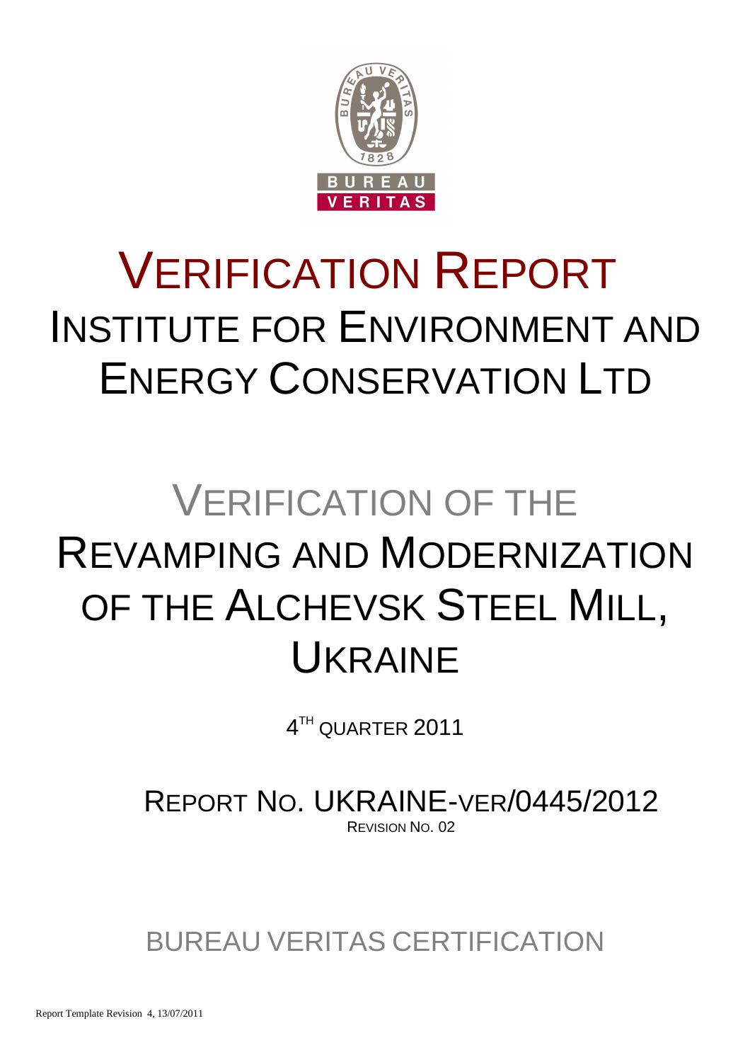# VERIFICATION REPORT
## INSTITUTE FOR ENVIRONMENT AND ENERGY CONSERVATION LTD

# VERIFICATION OF THE REVAMPING AND MODERNIZATION OF THE ALCHEVSK STEEL MILL, UKRAINE

4TH QUARTER 2011

REPORT NO. UKRAINE-VER/0445/2012

REVISION NO. 02

BUREAU VERITAS CERTIFICATION

Report Template Revision 4, 13/07/2011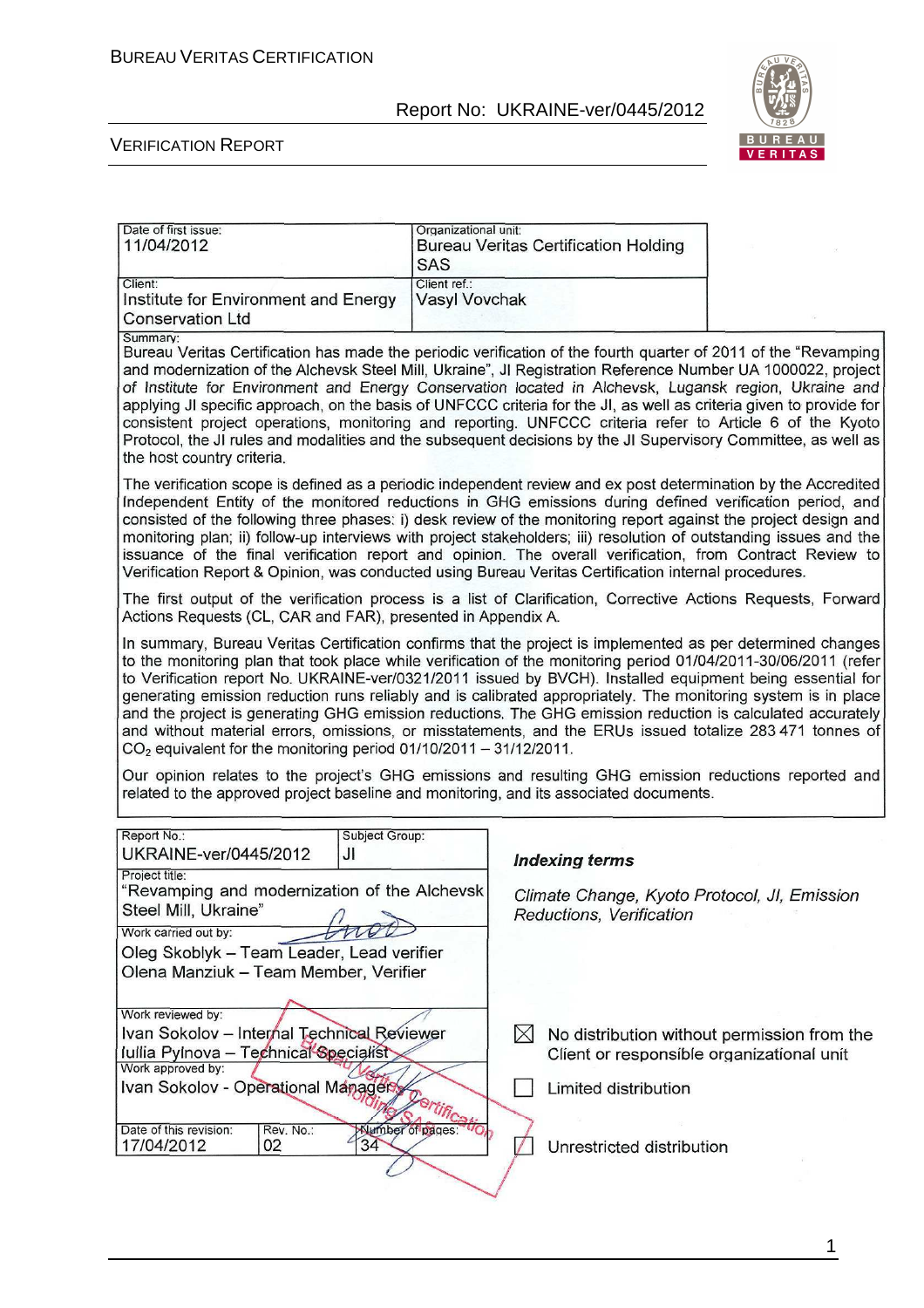| Date of first issue: 11/04/2012 | Organizational unit: Bureau Veritas Certification Holding SAS |
| --- | --- |
| Client: Institute for Environment and Energy Conservation Ltd | Client ref.: Vasyl Vovchak |

Summary:

Bureau Veritas Certification has made the periodic verification of the fourth quarter of 2011 of the "Revamping and modernization of the Alchevsk Steel Mill, Ukraine", JI Registration Reference Number UA 1000022, project of Institute for Environment and Energy Conservation located in Alchevsk, Lugansk region, Ukraine and applying JI specific approach, on the basis of UNFCCC criteria for the JI, as well as criteria given to provide for consistent project operations, monitoring and reporting. UNFCCC criteria refer to Article 6 of the Kyoto Protocol, the JI rules and modalities and the subsequent decisions by the JI Supervisory Committee, as well as the host country criteria.

The verification scope is defined as a periodic independent review and ex post determination by the Accredited Independent Entity of the monitored reductions in GHG emissions during defined verification period, and consisted of the following three phases: i) desk review of the monitoring report against the project design and monitoring plan; ii) follow-up interviews with project stakeholders; iii) resolution of outstanding issues and the issuance of the final verification report and opinion. The overall verification, from Contract Review to Verification Report & Opinion, was conducted using Bureau Veritas Certification internal procedures.

The first output of the verification process is a list of Clarification, Corrective Actions Requests, Forward Actions Requests (CL, CAR and FAR), presented in Appendix A.

In summary, Bureau Veritas Certification confirms that the project is implemented as per determined changes to the monitoring plan that took place while verification of the monitoring period 01/04/2011-30/06/2011 (refer to Verification report No. UKRAINE-ver/0321/2011 issued by BVCH). Installed equipment being essential for generating emission reduction runs reliably and is calibrated appropriately. The monitoring system is in place and the project is generating GHG emission reductions. The GHG emission reduction is calculated accurately and without material errors, omissions, or misstatements, and the ERUs issued totalize 283 471 tonnes of $CO_2$ equivalent for the monitoring period 01/10/2011 – 31/12/2011.

Our opinion relates to the project's GHG emissions and resulting GHG emission reductions reported and related to the approved project baseline and monitoring, and its associated documents.

| Report No.: UKRAINE-ver/0445/2012 | Subject Group: JI | |
| --- | --- | --- |
| Project title: "Revamping and modernization of the Alchevsk Steel Mill, Ukraine" | | |
| Work carried out by: Oleg Skoblyk – Team Leader, Lead verifier; Olena Manziuk – Team Member, Verifier | | |
| Work reviewed by: Ivan Sokolov – Internal Technical Reviewer; Iullia Pylnova – Technical Specialist | | |
| Work approved by: Ivan Sokolov - Operational Manager | | |
| Date of this revision: 17/04/2012 | Rev. No.: 02 | Number of pages: 34 |

***Indexing terms***

*Climate Change, Kyoto Protocol, JI, Emission Reductions, Verification*

☒ No distribution without permission from the Client or responsible organizational unit

☐ Limited distribution

☐ Unrestricted distribution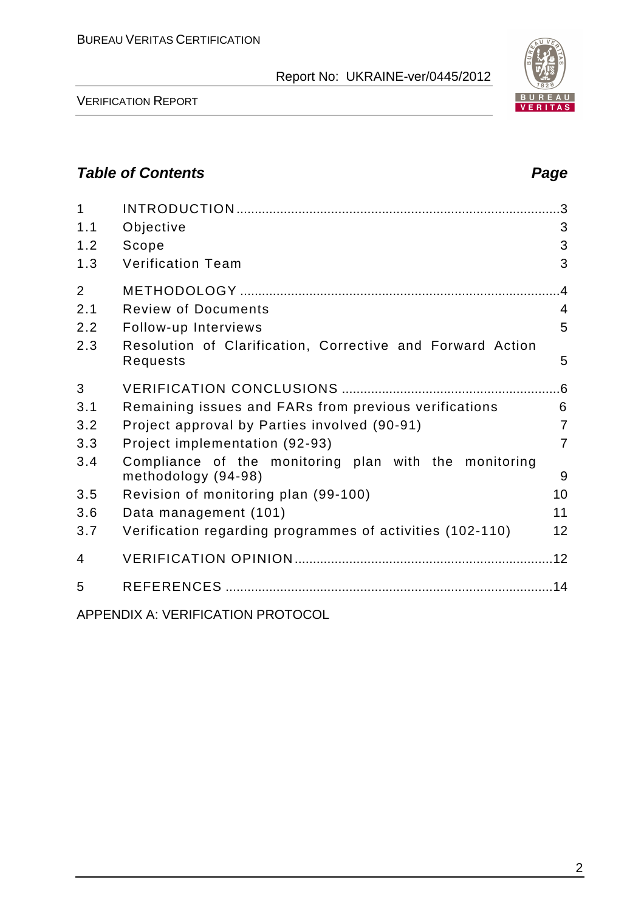## Table of Contents

| | | Page |
|---|---|---|
| 1 | INTRODUCTION | 3 |
| 1.1 | Objective | 3 |
| 1.2 | Scope | 3 |
| 1.3 | Verification Team | 3 |
| 2 | METHODOLOGY | 4 |
| 2.1 | Review of Documents | 4 |
| 2.2 | Follow-up Interviews | 5 |
| 2.3 | Resolution of Clarification, Corrective and Forward Action Requests | 5 |
| 3 | VERIFICATION CONCLUSIONS | 6 |
| 3.1 | Remaining issues and FARs from previous verifications | 6 |
| 3.2 | Project approval by Parties involved (90-91) | 7 |
| 3.3 | Project implementation (92-93) | 7 |
| 3.4 | Compliance of the monitoring plan with the monitoring methodology (94-98) | 9 |
| 3.5 | Revision of monitoring plan (99-100) | 10 |
| 3.6 | Data management (101) | 11 |
| 3.7 | Verification regarding programmes of activities (102-110) | 12 |
| 4 | VERIFICATION OPINION | 12 |
| 5 | REFERENCES | 14 |

APPENDIX A: VERIFICATION PROTOCOL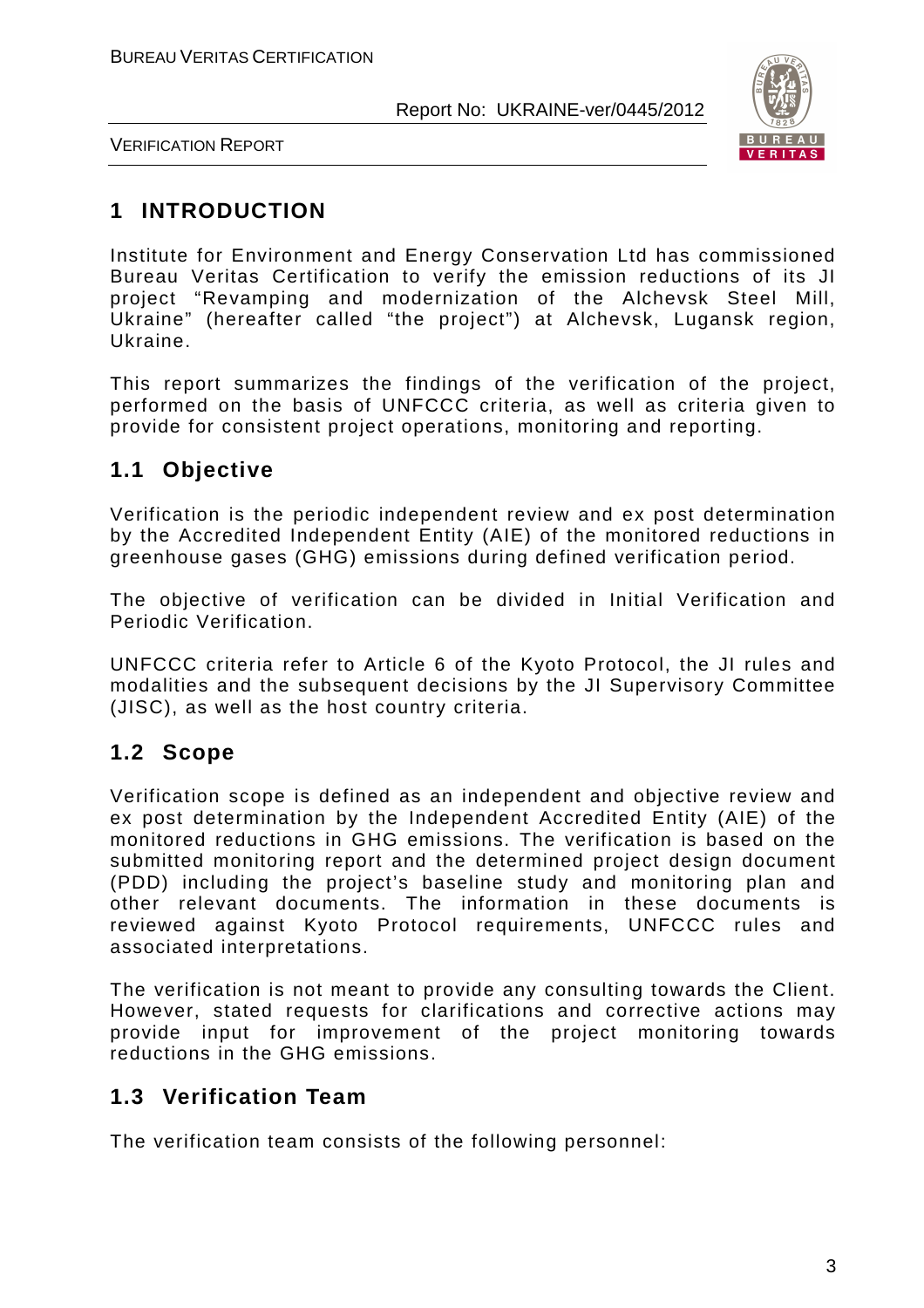# 1 INTRODUCTION

Institute for Environment and Energy Conservation Ltd has commissioned Bureau Veritas Certification to verify the emission reductions of its JI project "Revamping and modernization of the Alchevsk Steel Mill, Ukraine" (hereafter called "the project") at Alchevsk, Lugansk region, Ukraine.

This report summarizes the findings of the verification of the project, performed on the basis of UNFCCC criteria, as well as criteria given to provide for consistent project operations, monitoring and reporting.

## 1.1 Objective

Verification is the periodic independent review and ex post determination by the Accredited Independent Entity (AIE) of the monitored reductions in greenhouse gases (GHG) emissions during defined verification period.

The objective of verification can be divided in Initial Verification and Periodic Verification.

UNFCCC criteria refer to Article 6 of the Kyoto Protocol, the JI rules and modalities and the subsequent decisions by the JI Supervisory Committee (JISC), as well as the host country criteria.

## 1.2 Scope

Verification scope is defined as an independent and objective review and ex post determination by the Independent Accredited Entity (AIE) of the monitored reductions in GHG emissions. The verification is based on the submitted monitoring report and the determined project design document (PDD) including the project's baseline study and monitoring plan and other relevant documents. The information in these documents is reviewed against Kyoto Protocol requirements, UNFCCC rules and associated interpretations.

The verification is not meant to provide any consulting towards the Client. However, stated requests for clarifications and corrective actions may provide input for improvement of the project monitoring towards reductions in the GHG emissions.

## 1.3 Verification Team

The verification team consists of the following personnel: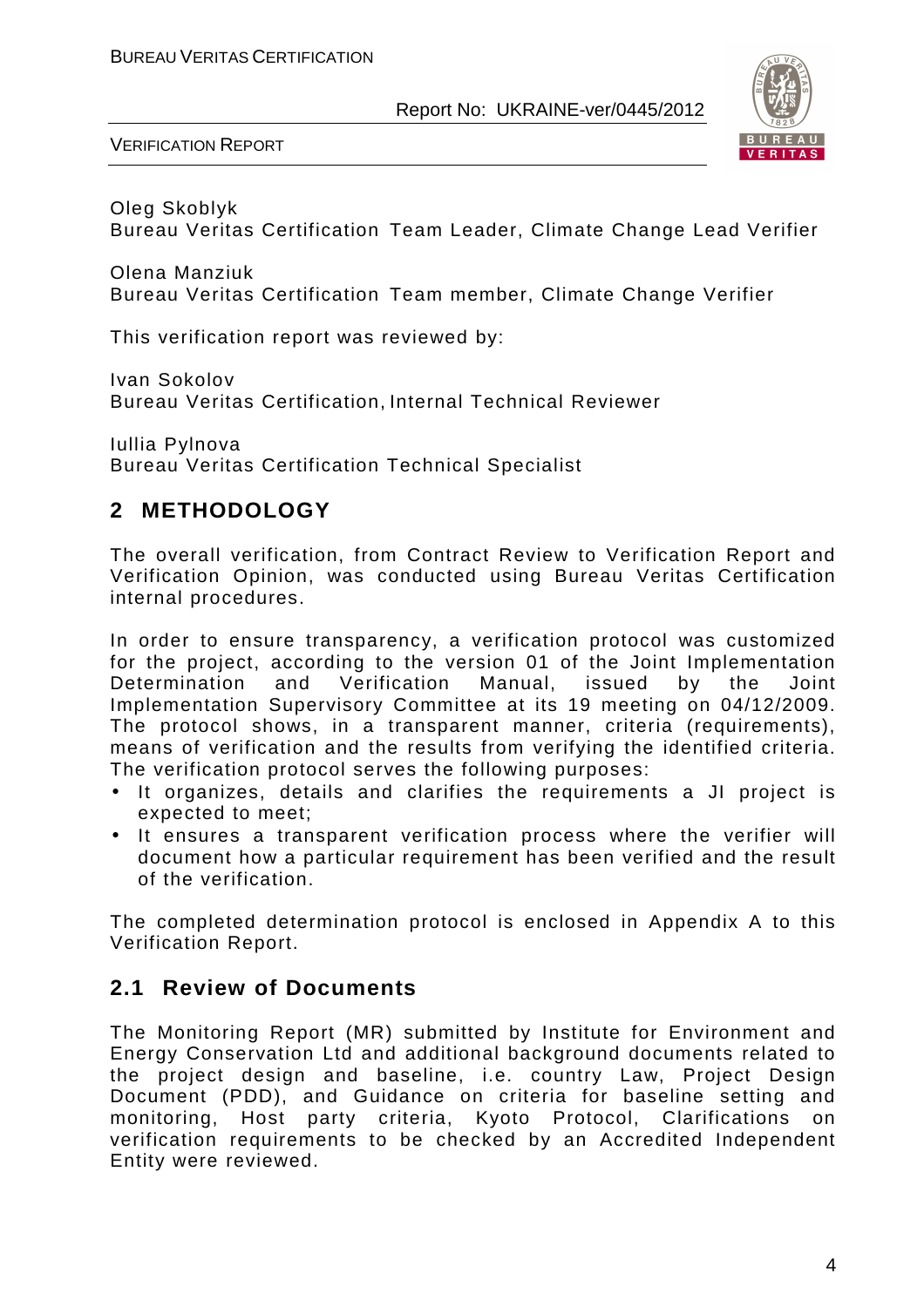Oleg Skoblyk
Bureau Veritas Certification Team Leader, Climate Change Lead Verifier

Olena Manziuk
Bureau Veritas Certification Team member, Climate Change Verifier

This verification report was reviewed by:

Ivan Sokolov
Bureau Veritas Certification, Internal Technical Reviewer

Iullia Pylnova
Bureau Veritas Certification Technical Specialist

## 2 METHODOLOGY

The overall verification, from Contract Review to Verification Report and Verification Opinion, was conducted using Bureau Veritas Certification internal procedures.

In order to ensure transparency, a verification protocol was customized for the project, according to the version 01 of the Joint Implementation Determination and Verification Manual, issued by the Joint Implementation Supervisory Committee at its 19 meeting on 04/12/2009. The protocol shows, in a transparent manner, criteria (requirements), means of verification and the results from verifying the identified criteria. The verification protocol serves the following purposes:

- It organizes, details and clarifies the requirements a JI project is expected to meet;
- It ensures a transparent verification process where the verifier will document how a particular requirement has been verified and the result of the verification.

The completed determination protocol is enclosed in Appendix A to this Verification Report.

### 2.1 Review of Documents

The Monitoring Report (MR) submitted by Institute for Environment and Energy Conservation Ltd and additional background documents related to the project design and baseline, i.e. country Law, Project Design Document (PDD), and Guidance on criteria for baseline setting and monitoring, Host party criteria, Kyoto Protocol, Clarifications on verification requirements to be checked by an Accredited Independent Entity were reviewed.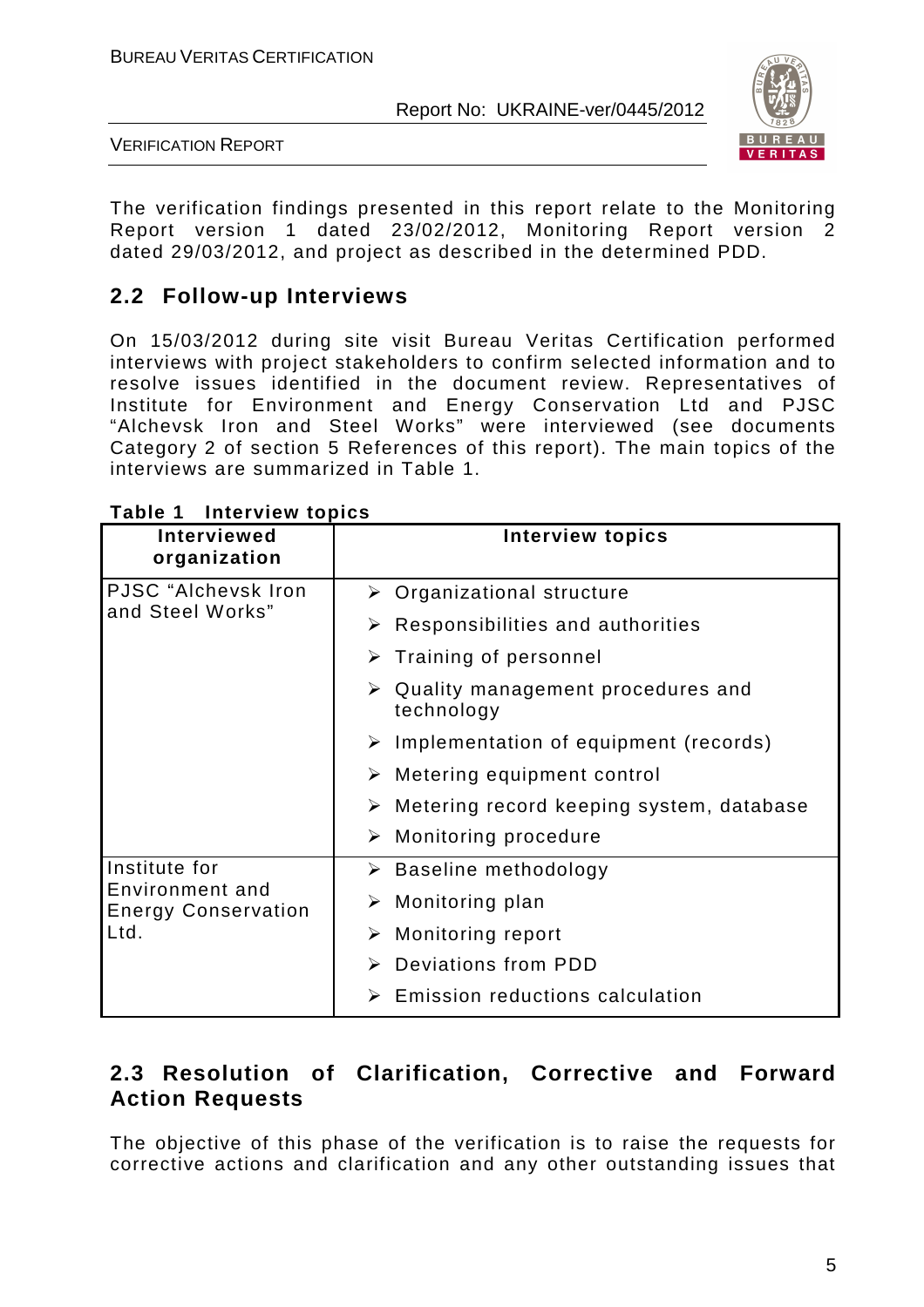The verification findings presented in this report relate to the Monitoring Report version 1 dated 23/02/2012, Monitoring Report version 2 dated 29/03/2012, and project as described in the determined PDD.

## 2.2 Follow-up Interviews

On 15/03/2012 during site visit Bureau Veritas Certification performed interviews with project stakeholders to confirm selected information and to resolve issues identified in the document review. Representatives of Institute for Environment and Energy Conservation Ltd and PJSC "Alchevsk Iron and Steel Works" were interviewed (see documents Category 2 of section 5 References of this report). The main topics of the interviews are summarized in Table 1.

**Table 1 Interview topics**

| Interviewed organization | Interview topics |
|---|---|
| PJSC "Alchevsk Iron and Steel Works" | ➢ Organizational structure<br>➢ Responsibilities and authorities<br>➢ Training of personnel<br>➢ Quality management procedures and technology<br>➢ Implementation of equipment (records)<br>➢ Metering equipment control<br>➢ Metering record keeping system, database<br>➢ Monitoring procedure |
| Institute for Environment and Energy Conservation Ltd. | ➢ Baseline methodology<br>➢ Monitoring plan<br>➢ Monitoring report<br>➢ Deviations from PDD<br>➢ Emission reductions calculation |

## 2.3 Resolution of Clarification, Corrective and Forward Action Requests

The objective of this phase of the verification is to raise the requests for corrective actions and clarification and any other outstanding issues that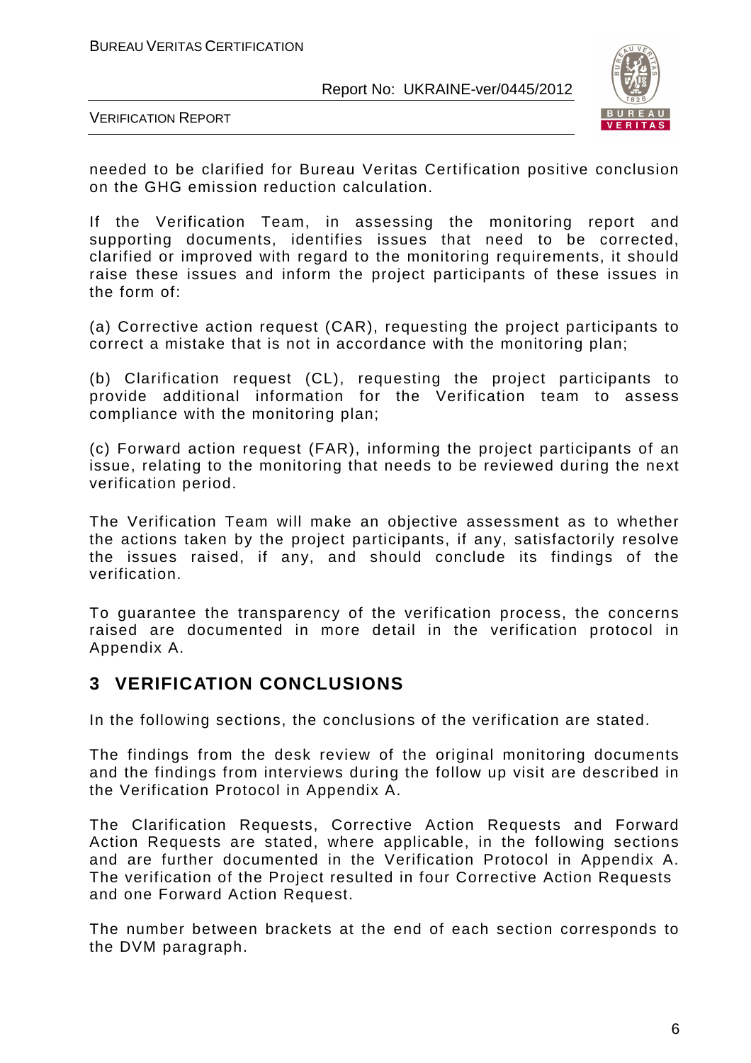needed to be clarified for Bureau Veritas Certification positive conclusion on the GHG emission reduction calculation.

If the Verification Team, in assessing the monitoring report and supporting documents, identifies issues that need to be corrected, clarified or improved with regard to the monitoring requirements, it should raise these issues and inform the project participants of these issues in the form of:

(a) Corrective action request (CAR), requesting the project participants to correct a mistake that is not in accordance with the monitoring plan;

(b) Clarification request (CL), requesting the project participants to provide additional information for the Verification team to assess compliance with the monitoring plan;

(c) Forward action request (FAR), informing the project participants of an issue, relating to the monitoring that needs to be reviewed during the next verification period.

The Verification Team will make an objective assessment as to whether the actions taken by the project participants, if any, satisfactorily resolve the issues raised, if any, and should conclude its findings of the verification.

To guarantee the transparency of the verification process, the concerns raised are documented in more detail in the verification protocol in Appendix A.

# 3 VERIFICATION CONCLUSIONS

In the following sections, the conclusions of the verification are stated.

The findings from the desk review of the original monitoring documents and the findings from interviews during the follow up visit are described in the Verification Protocol in Appendix A.

The Clarification Requests, Corrective Action Requests and Forward Action Requests are stated, where applicable, in the following sections and are further documented in the Verification Protocol in Appendix A. The verification of the Project resulted in four Corrective Action Requests and one Forward Action Request.

The number between brackets at the end of each section corresponds to the DVM paragraph.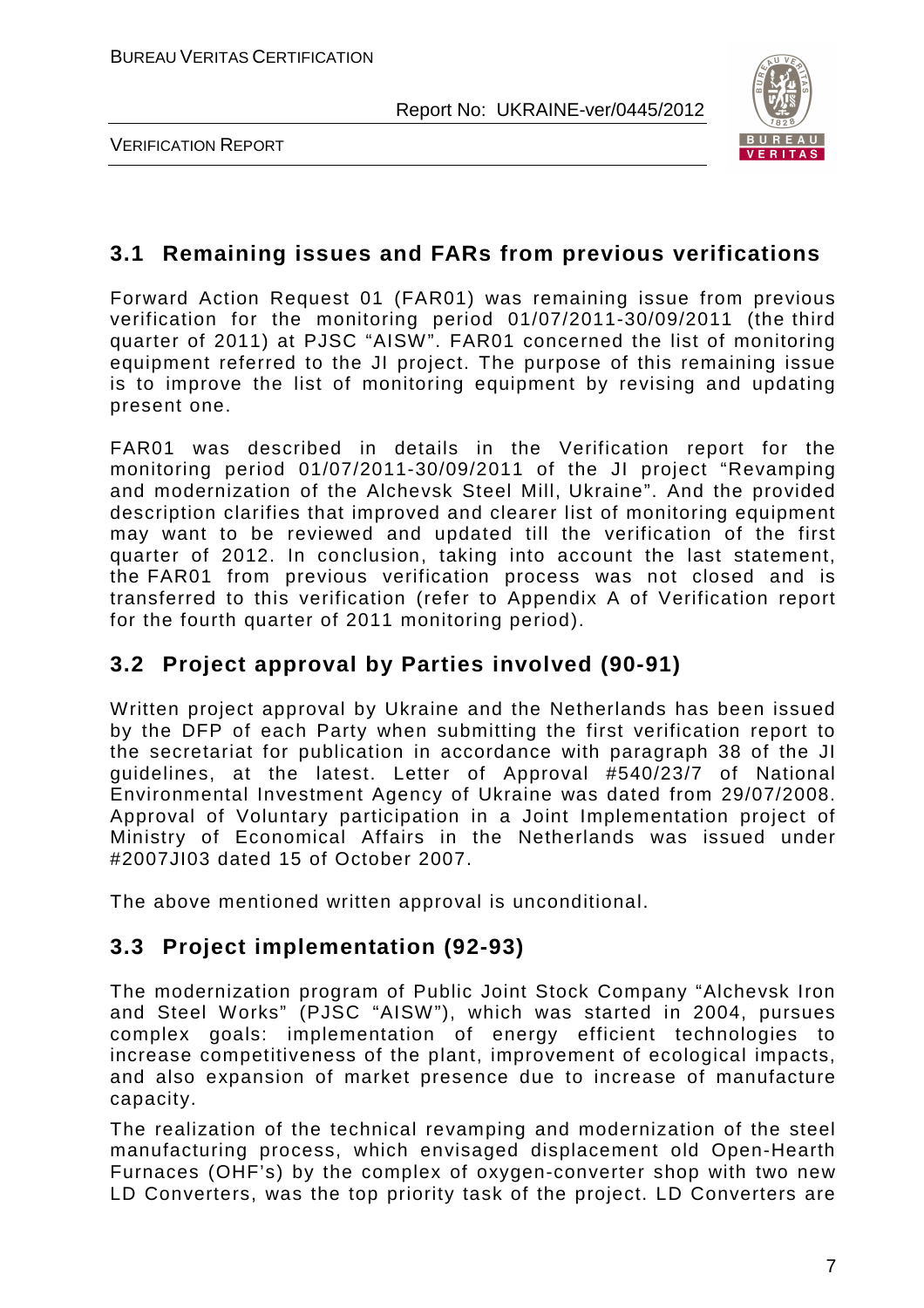## 3.1 Remaining issues and FARs from previous verifications

Forward Action Request 01 (FAR01) was remaining issue from previous verification for the monitoring period 01/07/2011-30/09/2011 (the third quarter of 2011) at PJSC "AISW". FAR01 concerned the list of monitoring equipment referred to the JI project. The purpose of this remaining issue is to improve the list of monitoring equipment by revising and updating present one.

FAR01 was described in details in the Verification report for the monitoring period 01/07/2011-30/09/2011 of the JI project "Revamping and modernization of the Alchevsk Steel Mill, Ukraine". And the provided description clarifies that improved and clearer list of monitoring equipment may want to be reviewed and updated till the verification of the first quarter of 2012. In conclusion, taking into account the last statement, the FAR01 from previous verification process was not closed and is transferred to this verification (refer to Appendix A of Verification report for the fourth quarter of 2011 monitoring period).

## 3.2 Project approval by Parties involved (90-91)

Written project approval by Ukraine and the Netherlands has been issued by the DFP of each Party when submitting the first verification report to the secretariat for publication in accordance with paragraph 38 of the JI guidelines, at the latest. Letter of Approval #540/23/7 of National Environmental Investment Agency of Ukraine was dated from 29/07/2008. Approval of Voluntary participation in a Joint Implementation project of Ministry of Economical Affairs in the Netherlands was issued under #2007JI03 dated 15 of October 2007.

The above mentioned written approval is unconditional.

## 3.3 Project implementation (92-93)

The modernization program of Public Joint Stock Company "Alchevsk Iron and Steel Works" (PJSC "AISW"), which was started in 2004, pursues complex goals: implementation of energy efficient technologies to increase competitiveness of the plant, improvement of ecological impacts, and also expansion of market presence due to increase of manufacture capacity.

The realization of the technical revamping and modernization of the steel manufacturing process, which envisaged displacement old Open-Hearth Furnaces (OHF's) by the complex of oxygen-converter shop with two new LD Converters, was the top priority task of the project. LD Converters are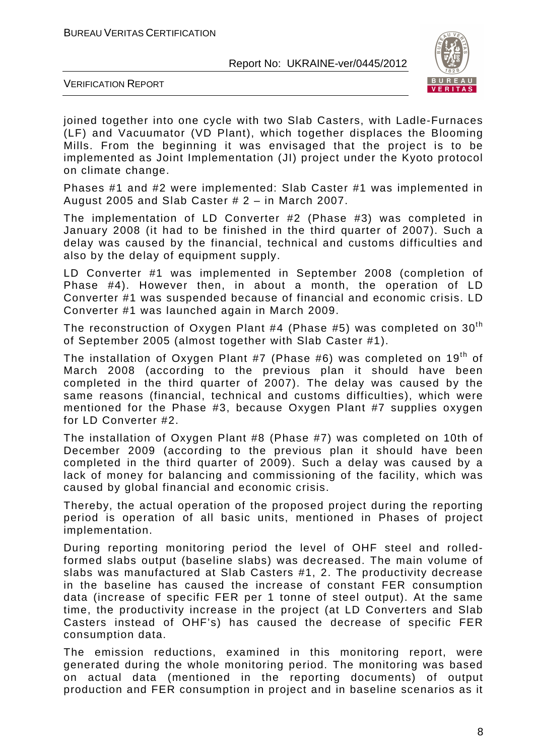joined together into one cycle with two Slab Casters, with Ladle-Furnaces (LF) and Vacuumator (VD Plant), which together displaces the Blooming Mills. From the beginning it was envisaged that the project is to be implemented as Joint Implementation (JI) project under the Kyoto protocol on climate change.

Phases #1 and #2 were implemented: Slab Caster #1 was implemented in August 2005 and Slab Caster # 2 – in March 2007.

The implementation of LD Converter #2 (Phase #3) was completed in January 2008 (it had to be finished in the third quarter of 2007). Such a delay was caused by the financial, technical and customs difficulties and also by the delay of equipment supply.

LD Converter #1 was implemented in September 2008 (completion of Phase #4). However then, in about a month, the operation of LD Converter #1 was suspended because of financial and economic crisis. LD Converter #1 was launched again in March 2009.

The reconstruction of Oxygen Plant #4 (Phase #5) was completed on 30th of September 2005 (almost together with Slab Caster #1).

The installation of Oxygen Plant #7 (Phase #6) was completed on 19th of March 2008 (according to the previous plan it should have been completed in the third quarter of 2007). The delay was caused by the same reasons (financial, technical and customs difficulties), which were mentioned for the Phase #3, because Oxygen Plant #7 supplies oxygen for LD Converter #2.

The installation of Oxygen Plant #8 (Phase #7) was completed on 10th of December 2009 (according to the previous plan it should have been completed in the third quarter of 2009). Such a delay was caused by a lack of money for balancing and commissioning of the facility, which was caused by global financial and economic crisis.

Thereby, the actual operation of the proposed project during the reporting period is operation of all basic units, mentioned in Phases of project implementation.

During reporting monitoring period the level of OHF steel and rolled-formed slabs output (baseline slabs) was decreased. The main volume of slabs was manufactured at Slab Casters #1, 2. The productivity decrease in the baseline has caused the increase of constant FER consumption data (increase of specific FER per 1 tonne of steel output). At the same time, the productivity increase in the project (at LD Converters and Slab Casters instead of OHF's) has caused the decrease of specific FER consumption data.

The emission reductions, examined in this monitoring report, were generated during the whole monitoring period. The monitoring was based on actual data (mentioned in the reporting documents) of output production and FER consumption in project and in baseline scenarios as it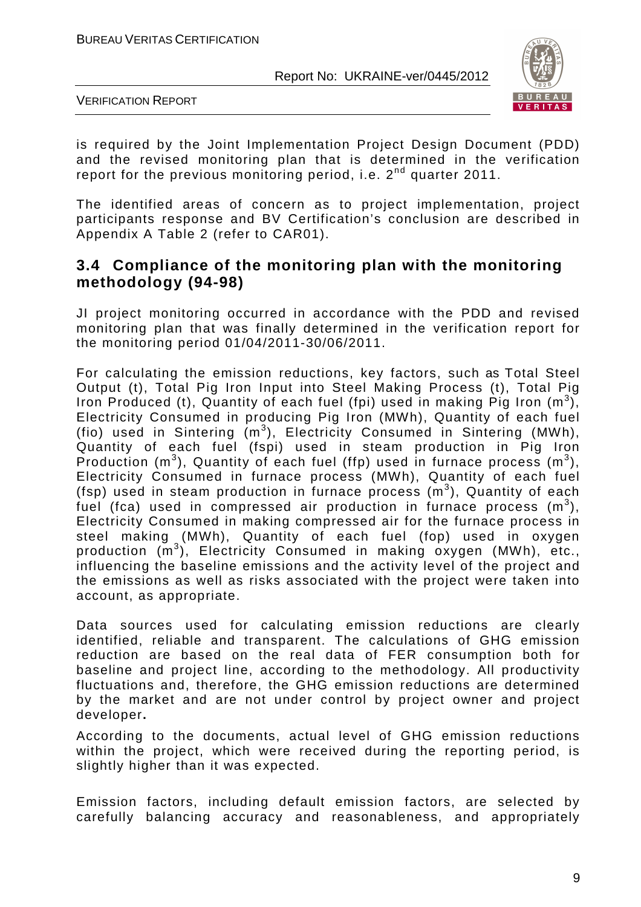is required by the Joint Implementation Project Design Document (PDD) and the revised monitoring plan that is determined in the verification report for the previous monitoring period, i.e. 2nd quarter 2011.

The identified areas of concern as to project implementation, project participants response and BV Certification's conclusion are described in Appendix A Table 2 (refer to CAR01).

## 3.4 Compliance of the monitoring plan with the monitoring methodology (94-98)

JI project monitoring occurred in accordance with the PDD and revised monitoring plan that was finally determined in the verification report for the monitoring period 01/04/2011-30/06/2011.

For calculating the emission reductions, key factors, such as Total Steel Output (t), Total Pig Iron Input into Steel Making Process (t), Total Pig Iron Produced (t), Quantity of each fuel (fpi) used in making Pig Iron ($m^3$), Electricity Consumed in producing Pig Iron (MWh), Quantity of each fuel (fio) used in Sintering ($m^3$), Electricity Consumed in Sintering (MWh), Quantity of each fuel (fspi) used in steam production in Pig Iron Production ($m^3$), Quantity of each fuel (ffp) used in furnace process ($m^3$), Electricity Consumed in furnace process (MWh), Quantity of each fuel (fsp) used in steam production in furnace process ($m^3$), Quantity of each fuel (fca) used in compressed air production in furnace process ($m^3$), Electricity Consumed in making compressed air for the furnace process in steel making (MWh), Quantity of each fuel (fop) used in oxygen production ($m^3$), Electricity Consumed in making oxygen (MWh), etc., influencing the baseline emissions and the activity level of the project and the emissions as well as risks associated with the project were taken into account, as appropriate.

Data sources used for calculating emission reductions are clearly identified, reliable and transparent. The calculations of GHG emission reduction are based on the real data of FER consumption both for baseline and project line, according to the methodology. All productivity fluctuations and, therefore, the GHG emission reductions are determined by the market and are not under control by project owner and project developer**.**

According to the documents, actual level of GHG emission reductions within the project, which were received during the reporting period, is slightly higher than it was expected.

Emission factors, including default emission factors, are selected by carefully balancing accuracy and reasonableness, and appropriately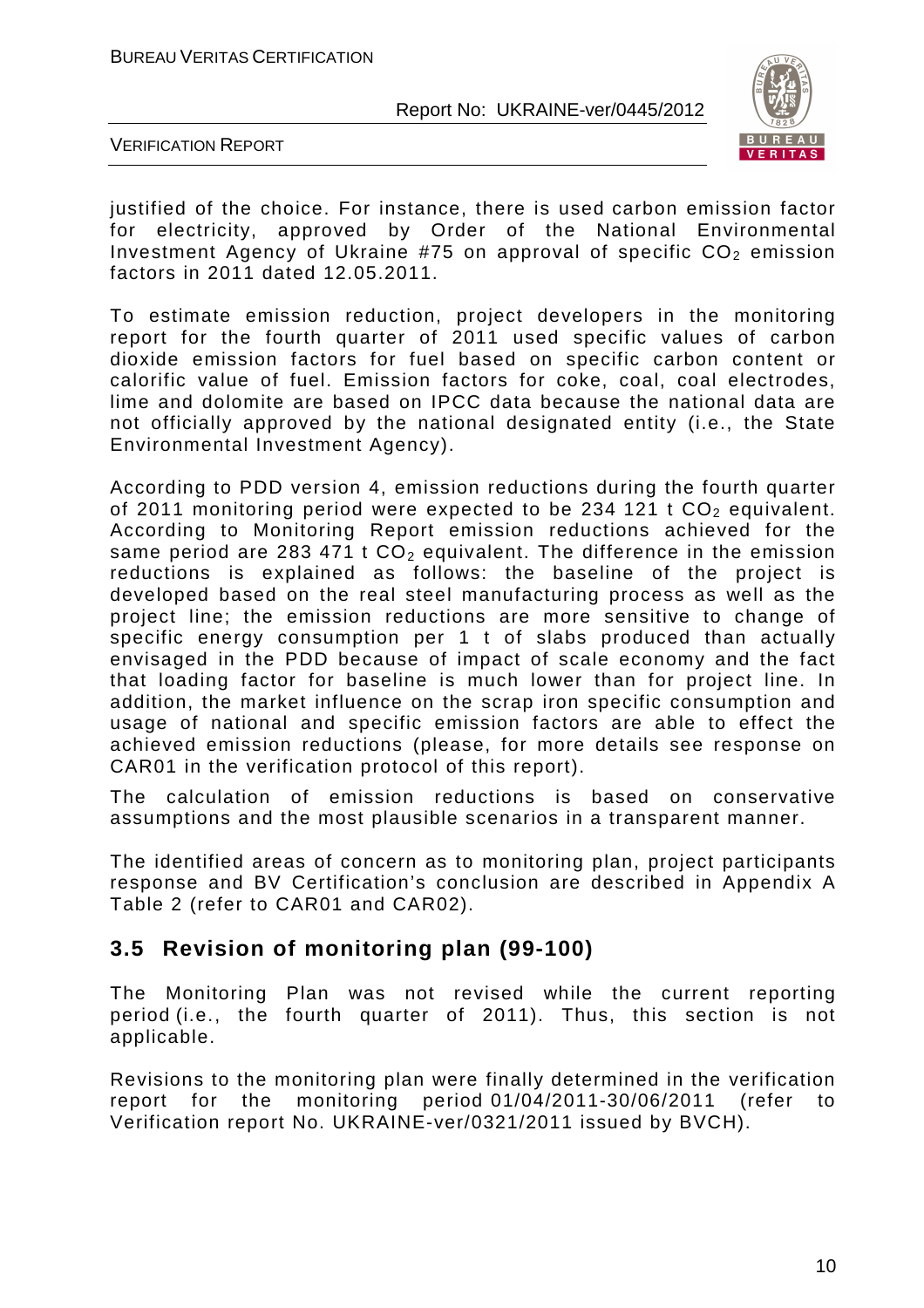justified of the choice. For instance, there is used carbon emission factor for electricity, approved by Order of the National Environmental Investment Agency of Ukraine #75 on approval of specific $CO_2$ emission factors in 2011 dated 12.05.2011.

To estimate emission reduction, project developers in the monitoring report for the fourth quarter of 2011 used specific values of carbon dioxide emission factors for fuel based on specific carbon content or calorific value of fuel. Emission factors for coke, coal, coal electrodes, lime and dolomite are based on IPCC data because the national data are not officially approved by the national designated entity (i.e., the State Environmental Investment Agency).

According to PDD version 4, emission reductions during the fourth quarter of 2011 monitoring period were expected to be 234 121 t $CO_2$ equivalent. According to Monitoring Report emission reductions achieved for the same period are 283 471 t $CO_2$ equivalent. The difference in the emission reductions is explained as follows: the baseline of the project is developed based on the real steel manufacturing process as well as the project line; the emission reductions are more sensitive to change of specific energy consumption per 1 t of slabs produced than actually envisaged in the PDD because of impact of scale economy and the fact that loading factor for baseline is much lower than for project line. In addition, the market influence on the scrap iron specific consumption and usage of national and specific emission factors are able to effect the achieved emission reductions (please, for more details see response on CAR01 in the verification protocol of this report).

The calculation of emission reductions is based on conservative assumptions and the most plausible scenarios in a transparent manner.

The identified areas of concern as to monitoring plan, project participants response and BV Certification's conclusion are described in Appendix A Table 2 (refer to CAR01 and CAR02).

## 3.5 Revision of monitoring plan (99-100)

The Monitoring Plan was not revised while the current reporting period (i.e., the fourth quarter of 2011). Thus, this section is not applicable.

Revisions to the monitoring plan were finally determined in the verification report for the monitoring period 01/04/2011-30/06/2011 (refer to Verification report No. UKRAINE-ver/0321/2011 issued by BVCH).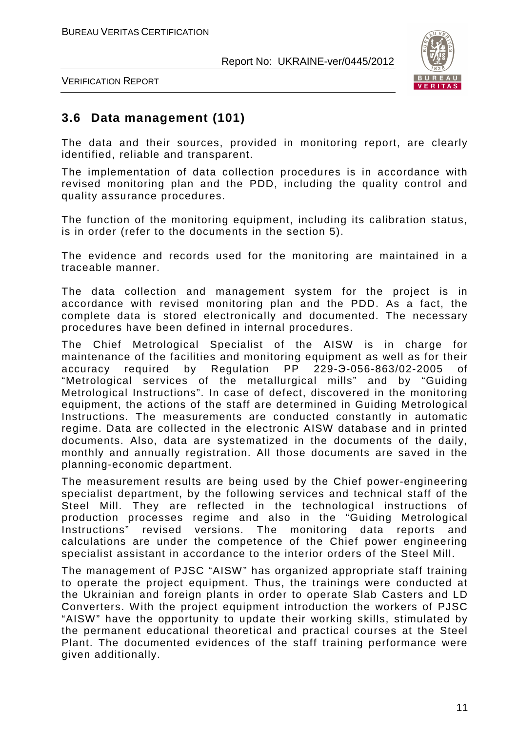## 3.6 Data management (101)

The data and their sources, provided in monitoring report, are clearly identified, reliable and transparent.

The implementation of data collection procedures is in accordance with revised monitoring plan and the PDD, including the quality control and quality assurance procedures.

The function of the monitoring equipment, including its calibration status, is in order (refer to the documents in the section 5).

The evidence and records used for the monitoring are maintained in a traceable manner.

The data collection and management system for the project is in accordance with revised monitoring plan and the PDD. As a fact, the complete data is stored electronically and documented. The necessary procedures have been defined in internal procedures.

The Chief Metrological Specialist of the AISW is in charge for maintenance of the facilities and monitoring equipment as well as for their accuracy required by Regulation PP 229-Э-056-863/02-2005 of "Metrological services of the metallurgical mills" and by "Guiding Metrological Instructions". In case of defect, discovered in the monitoring equipment, the actions of the staff are determined in Guiding Metrological Instructions. The measurements are conducted constantly in automatic regime. Data are collected in the electronic AISW database and in printed documents. Also, data are systematized in the documents of the daily, monthly and annually registration. All those documents are saved in the planning-economic department.

The measurement results are being used by the Chief power-engineering specialist department, by the following services and technical staff of the Steel Mill. They are reflected in the technological instructions of production processes regime and also in the "Guiding Metrological Instructions" revised versions. The monitoring data reports and calculations are under the competence of the Chief power engineering specialist assistant in accordance to the interior orders of the Steel Mill.

The management of PJSC "AISW" has organized appropriate staff training to operate the project equipment. Thus, the trainings were conducted at the Ukrainian and foreign plants in order to operate Slab Casters and LD Converters. With the project equipment introduction the workers of PJSC "AISW" have the opportunity to update their working skills, stimulated by the permanent educational theoretical and practical courses at the Steel Plant. The documented evidences of the staff training performance were given additionally.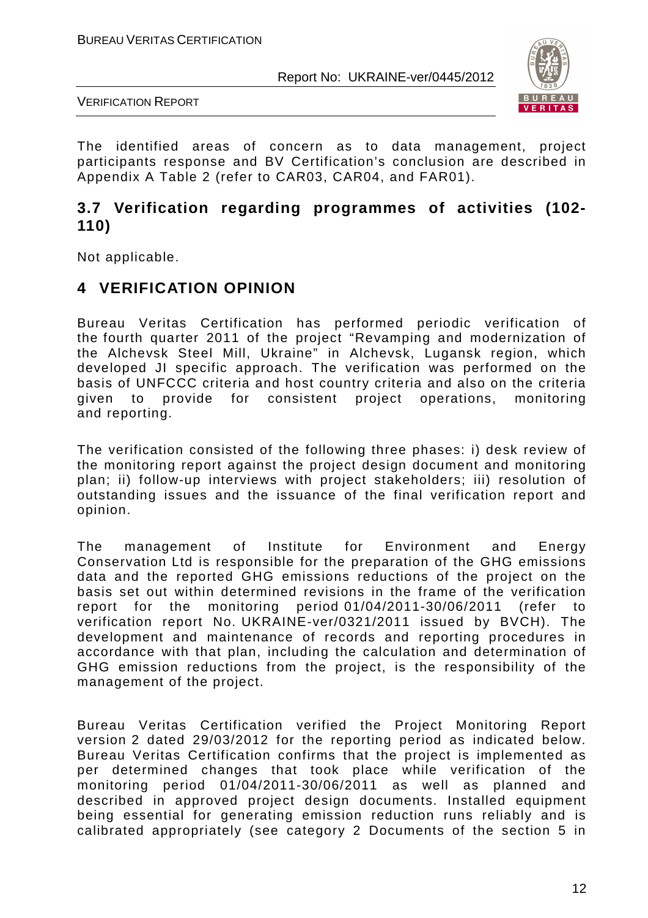The identified areas of concern as to data management, project participants response and BV Certification's conclusion are described in Appendix A Table 2 (refer to CAR03, CAR04, and FAR01).

## 3.7 Verification regarding programmes of activities (102-110)

Not applicable.

# 4 VERIFICATION OPINION

Bureau Veritas Certification has performed periodic verification of the fourth quarter 2011 of the project "Revamping and modernization of the Alchevsk Steel Mill, Ukraine" in Alchevsk, Lugansk region, which developed JI specific approach. The verification was performed on the basis of UNFCCC criteria and host country criteria and also on the criteria given to provide for consistent project operations, monitoring and reporting.

The verification consisted of the following three phases: i) desk review of the monitoring report against the project design document and monitoring plan; ii) follow-up interviews with project stakeholders; iii) resolution of outstanding issues and the issuance of the final verification report and opinion.

The management of Institute for Environment and Energy Conservation Ltd is responsible for the preparation of the GHG emissions data and the reported GHG emissions reductions of the project on the basis set out within determined revisions in the frame of the verification report for the monitoring period 01/04/2011-30/06/2011 (refer to verification report No. UKRAINE-ver/0321/2011 issued by BVCH). The development and maintenance of records and reporting procedures in accordance with that plan, including the calculation and determination of GHG emission reductions from the project, is the responsibility of the management of the project.

Bureau Veritas Certification verified the Project Monitoring Report version 2 dated 29/03/2012 for the reporting period as indicated below. Bureau Veritas Certification confirms that the project is implemented as per determined changes that took place while verification of the monitoring period 01/04/2011-30/06/2011 as well as planned and described in approved project design documents. Installed equipment being essential for generating emission reduction runs reliably and is calibrated appropriately (see category 2 Documents of the section 5 in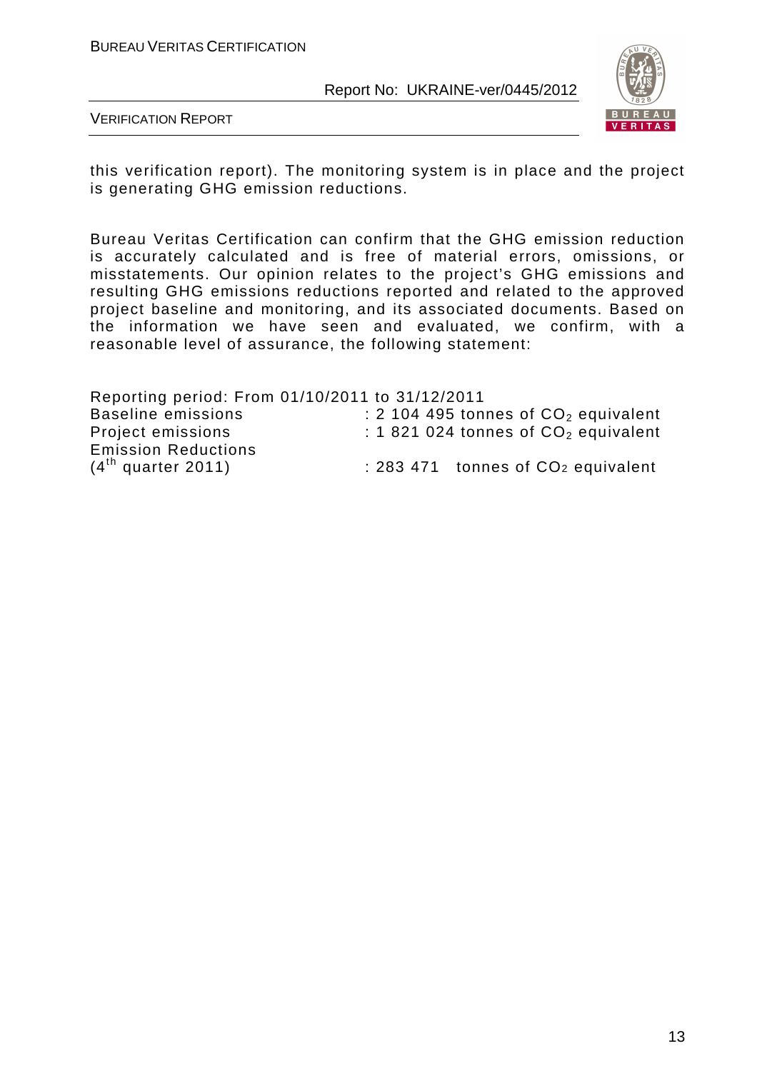this verification report). The monitoring system is in place and the project is generating GHG emission reductions.

Bureau Veritas Certification can confirm that the GHG emission reduction is accurately calculated and is free of material errors, omissions, or misstatements. Our opinion relates to the project's GHG emissions and resulting GHG emissions reductions reported and related to the approved project baseline and monitoring, and its associated documents. Based on the information we have seen and evaluated, we confirm, with a reasonable level of assurance, the following statement:

Reporting period: From 01/10/2011 to 31/12/2011
Baseline emissions : 2 104 495 tonnes of $CO_2$ equivalent
Project emissions : 1 821 024 tonnes of $CO_2$ equivalent
Emission Reductions
($4^{th}$ quarter 2011) : 283 471 tonnes of $CO_2$ equivalent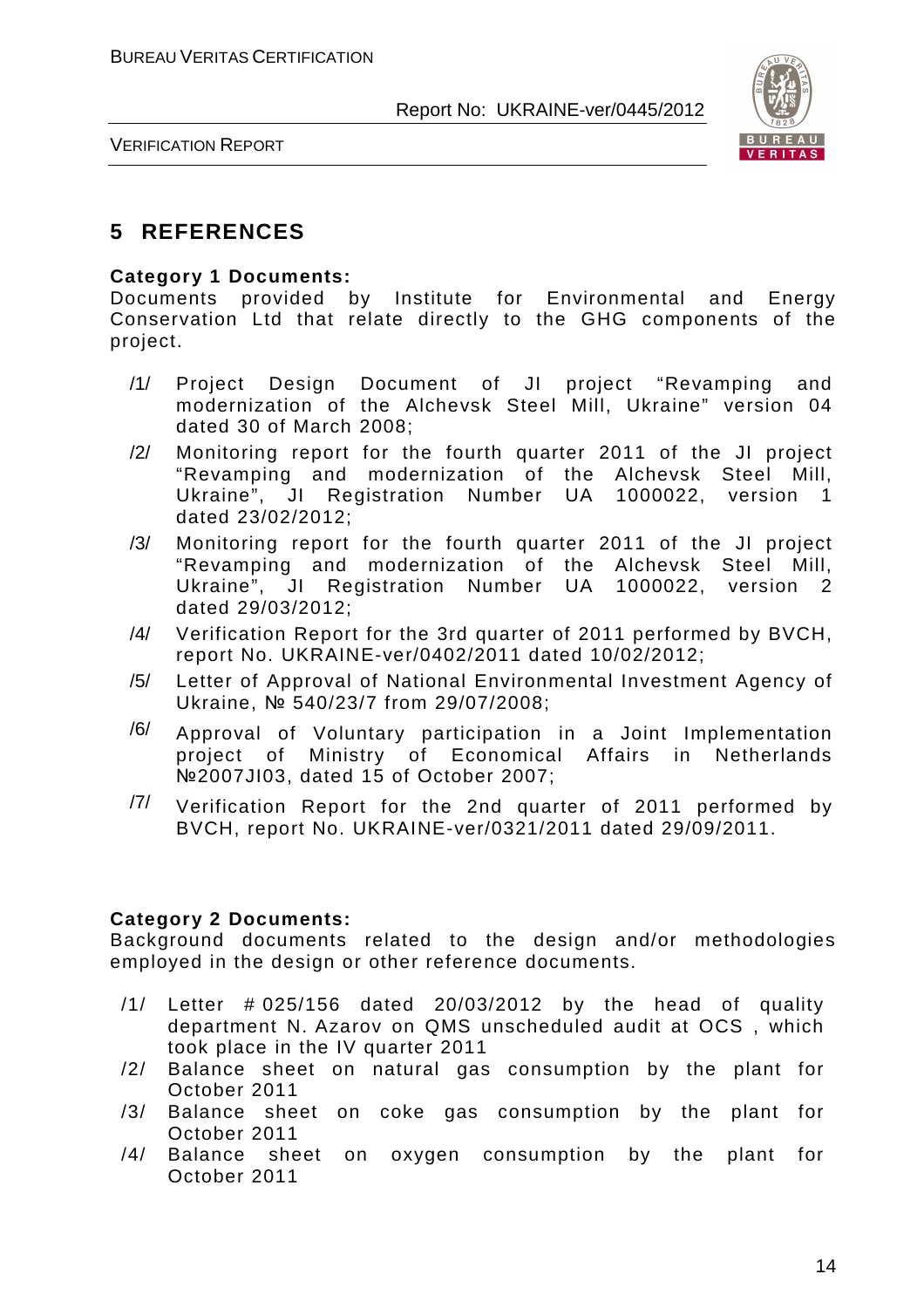## 5 REFERENCES

**Category 1 Documents:**
Documents provided by Institute for Environmental and Energy Conservation Ltd that relate directly to the GHG components of the project.

/1/ Project Design Document of JI project "Revamping and modernization of the Alchevsk Steel Mill, Ukraine" version 04 dated 30 of March 2008;

/2/ Monitoring report for the fourth quarter 2011 of the JI project "Revamping and modernization of the Alchevsk Steel Mill, Ukraine", JI Registration Number UA 1000022, version 1 dated 23/02/2012;

/3/ Monitoring report for the fourth quarter 2011 of the JI project "Revamping and modernization of the Alchevsk Steel Mill, Ukraine", JI Registration Number UA 1000022, version 2 dated 29/03/2012;

/4/ Verification Report for the 3rd quarter of 2011 performed by BVCH, report No. UKRAINE-ver/0402/2011 dated 10/02/2012;

/5/ Letter of Approval of National Environmental Investment Agency of Ukraine, № 540/23/7 from 29/07/2008;

/6/ Approval of Voluntary participation in a Joint Implementation project of Ministry of Economical Affairs in Netherlands №2007JI03, dated 15 of October 2007;

/7/ Verification Report for the 2nd quarter of 2011 performed by BVCH, report No. UKRAINE-ver/0321/2011 dated 29/09/2011.

**Category 2 Documents:**
Background documents related to the design and/or methodologies employed in the design or other reference documents.

/1/ Letter # 025/156 dated 20/03/2012 by the head of quality department N. Azarov on QMS unscheduled audit at OCS , which took place in the IV quarter 2011

/2/ Balance sheet on natural gas consumption by the plant for October 2011

/3/ Balance sheet on coke gas consumption by the plant for October 2011

/4/ Balance sheet on oxygen consumption by the plant for October 2011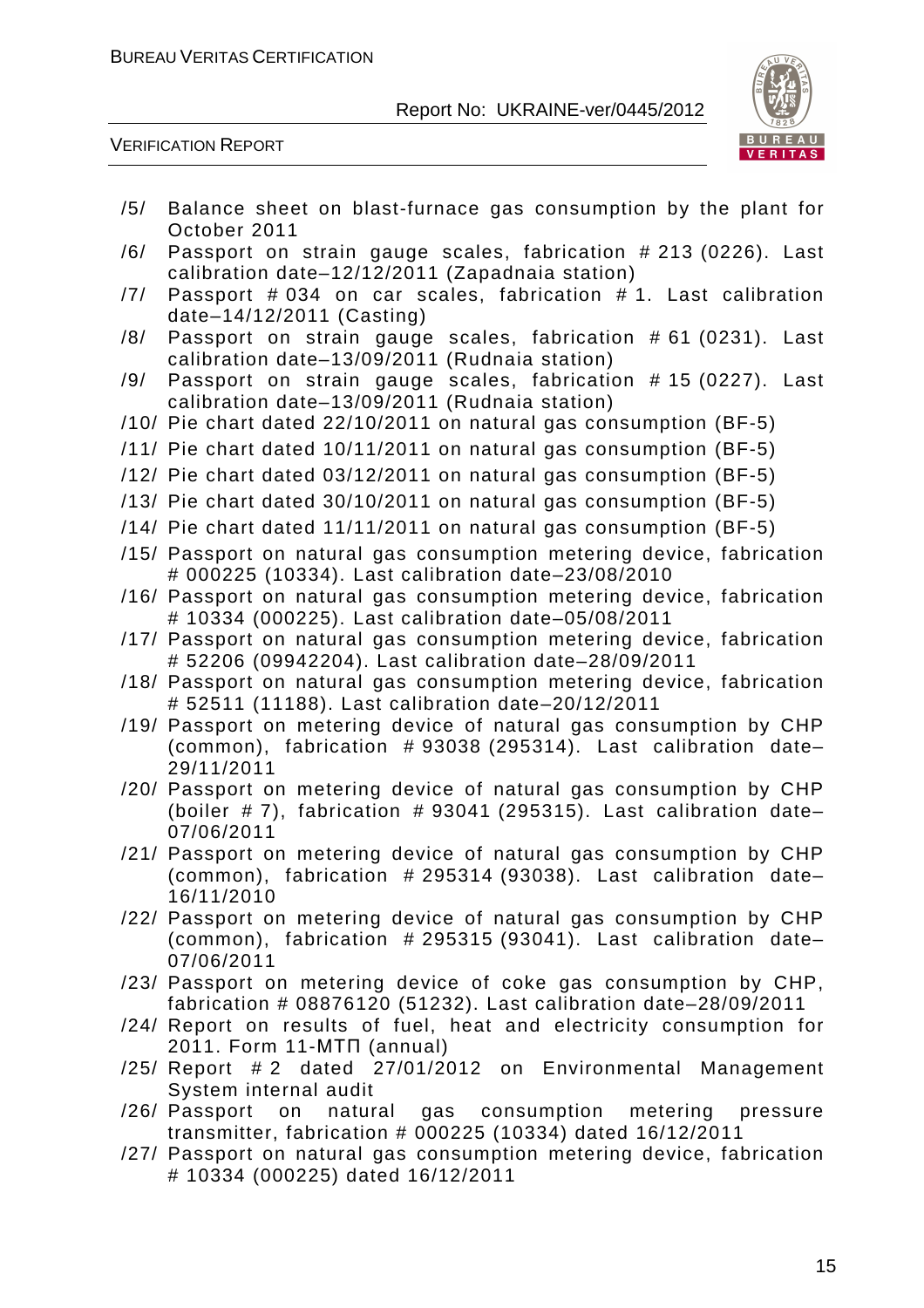/5/ Balance sheet on blast-furnace gas consumption by the plant for October 2011

/6/ Passport on strain gauge scales, fabrication # 213 (0226). Last calibration date–12/12/2011 (Zapadnaia station)

/7/ Passport # 034 on car scales, fabrication # 1. Last calibration date–14/12/2011 (Casting)

/8/ Passport on strain gauge scales, fabrication # 61 (0231). Last calibration date–13/09/2011 (Rudnaia station)

/9/ Passport on strain gauge scales, fabrication # 15 (0227). Last calibration date–13/09/2011 (Rudnaia station)

/10/ Pie chart dated 22/10/2011 on natural gas consumption (BF-5)

/11/ Pie chart dated 10/11/2011 on natural gas consumption (BF-5)

/12/ Pie chart dated 03/12/2011 on natural gas consumption (BF-5)

/13/ Pie chart dated 30/10/2011 on natural gas consumption (BF-5)

/14/ Pie chart dated 11/11/2011 on natural gas consumption (BF-5)

/15/ Passport on natural gas consumption metering device, fabrication # 000225 (10334). Last calibration date–23/08/2010

/16/ Passport on natural gas consumption metering device, fabrication # 10334 (000225). Last calibration date–05/08/2011

/17/ Passport on natural gas consumption metering device, fabrication # 52206 (09942204). Last calibration date–28/09/2011

/18/ Passport on natural gas consumption metering device, fabrication # 52511 (11188). Last calibration date–20/12/2011

/19/ Passport on metering device of natural gas consumption by CHP (common), fabrication # 93038 (295314). Last calibration date–29/11/2011

/20/ Passport on metering device of natural gas consumption by CHP (boiler # 7), fabrication # 93041 (295315). Last calibration date–07/06/2011

/21/ Passport on metering device of natural gas consumption by CHP (common), fabrication # 295314 (93038). Last calibration date–16/11/2010

/22/ Passport on metering device of natural gas consumption by CHP (common), fabrication # 295315 (93041). Last calibration date–07/06/2011

/23/ Passport on metering device of coke gas consumption by CHP, fabrication # 08876120 (51232). Last calibration date–28/09/2011

/24/ Report on results of fuel, heat and electricity consumption for 2011. Form 11-МТП (annual)

/25/ Report # 2 dated 27/01/2012 on Environmental Management System internal audit

/26/ Passport on natural gas consumption metering pressure transmitter, fabrication # 000225 (10334) dated 16/12/2011

/27/ Passport on natural gas consumption metering device, fabrication # 10334 (000225) dated 16/12/2011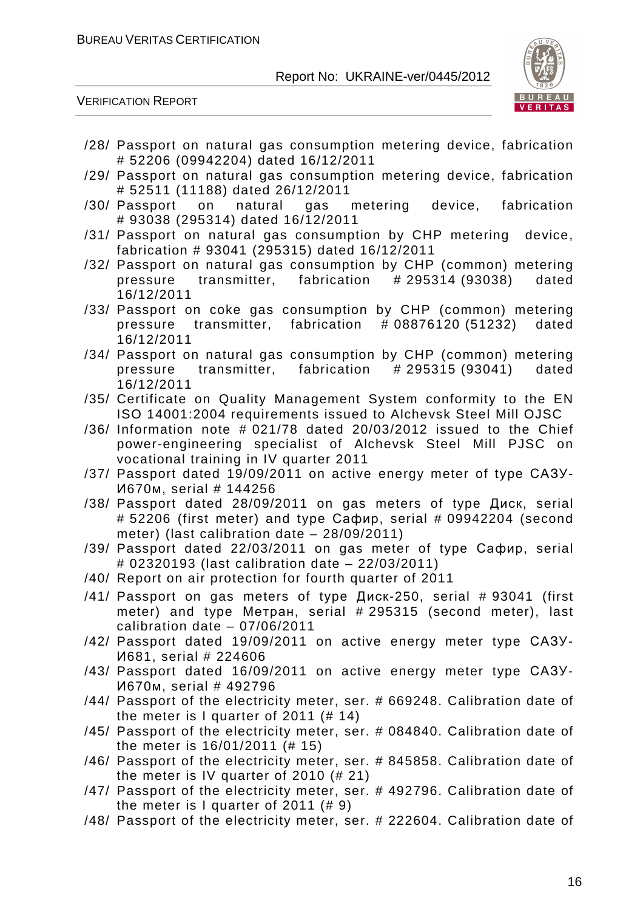/28/ Passport on natural gas consumption metering device, fabrication # 52206 (09942204) dated 16/12/2011

/29/ Passport on natural gas consumption metering device, fabrication # 52511 (11188) dated 26/12/2011

/30/ Passport on natural gas metering device, fabrication # 93038 (295314) dated 16/12/2011

/31/ Passport on natural gas consumption by CHP metering device, fabrication # 93041 (295315) dated 16/12/2011

/32/ Passport on natural gas consumption by CHP (common) metering pressure transmitter, fabrication # 295314 (93038) dated 16/12/2011

/33/ Passport on coke gas consumption by CHP (common) metering pressure transmitter, fabrication # 08876120 (51232) dated 16/12/2011

/34/ Passport on natural gas consumption by CHP (common) metering pressure transmitter, fabrication # 295315 (93041) dated 16/12/2011

/35/ Certificate on Quality Management System conformity to the EN ISO 14001:2004 requirements issued to Alchevsk Steel Mill OJSC

/36/ Information note # 021/78 dated 20/03/2012 issued to the Chief power-engineering specialist of Alchevsk Steel Mill PJSC on vocational training in IV quarter 2011

/37/ Passport dated 19/09/2011 on active energy meter of type САЗУ-И670м, serial # 144256

/38/ Passport dated 28/09/2011 on gas meters of type Диск, serial # 52206 (first meter) and type Сафир, serial # 09942204 (second meter) (last calibration date – 28/09/2011)

/39/ Passport dated 22/03/2011 on gas meter of type Сафир, serial # 02320193 (last calibration date – 22/03/2011)

/40/ Report on air protection for fourth quarter of 2011

/41/ Passport on gas meters of type Диск-250, serial # 93041 (first meter) and type Метран, serial # 295315 (second meter), last calibration date – 07/06/2011

/42/ Passport dated 19/09/2011 on active energy meter type САЗУ-И681, serial # 224606

/43/ Passport dated 16/09/2011 on active energy meter type САЗУ-И670м, serial # 492796

/44/ Passport of the electricity meter, ser. # 669248. Calibration date of the meter is I quarter of 2011 (# 14)

/45/ Passport of the electricity meter, ser. # 084840. Calibration date of the meter is 16/01/2011 (# 15)

/46/ Passport of the electricity meter, ser. # 845858. Calibration date of the meter is IV quarter of 2010 (# 21)

/47/ Passport of the electricity meter, ser. # 492796. Calibration date of the meter is I quarter of 2011 (# 9)

/48/ Passport of the electricity meter, ser. # 222604. Calibration date of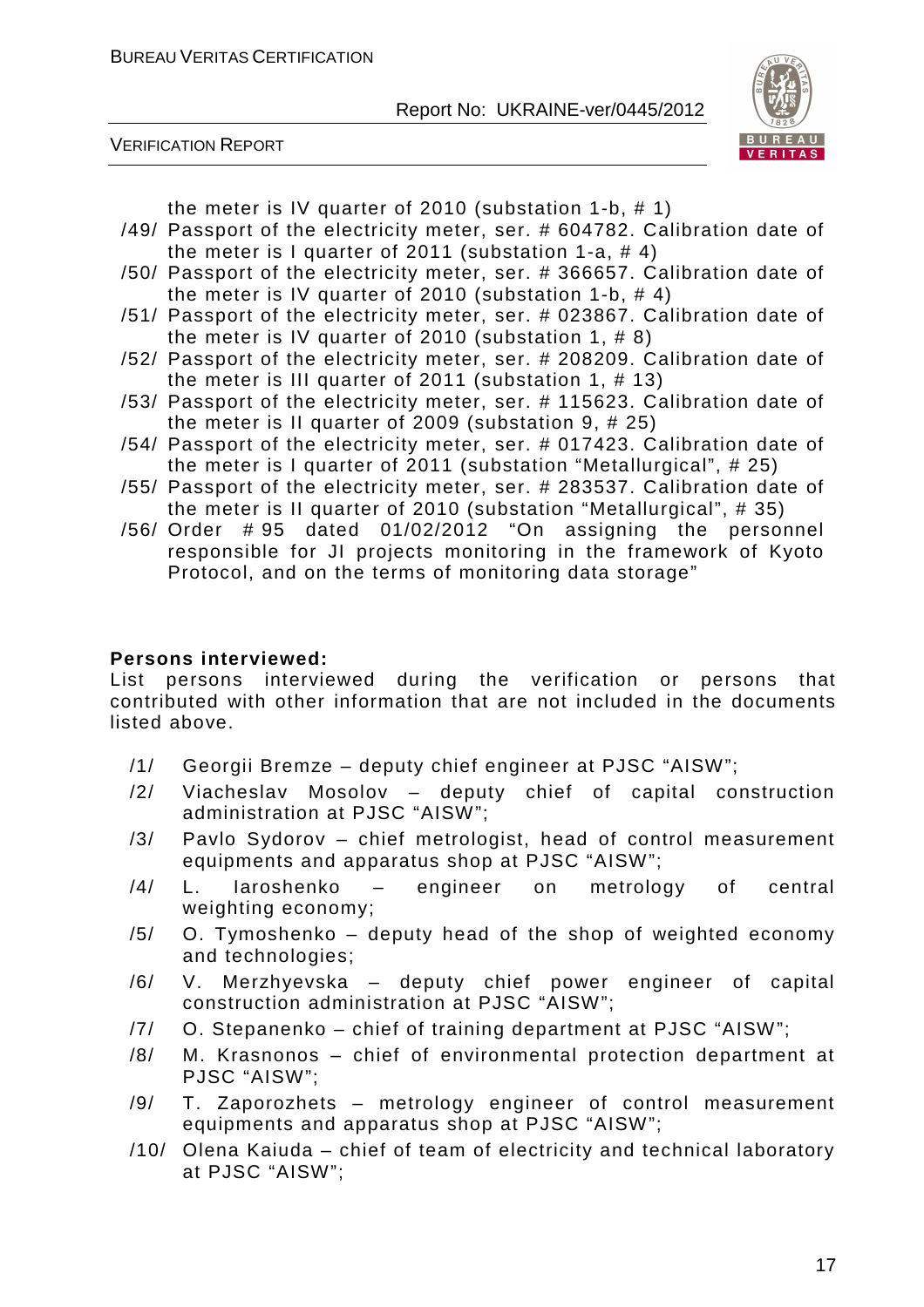the meter is IV quarter of 2010 (substation 1-b, # 1)

/49/ Passport of the electricity meter, ser. # 604782. Calibration date of the meter is I quarter of 2011 (substation 1-a, # 4)

/50/ Passport of the electricity meter, ser. # 366657. Calibration date of the meter is IV quarter of 2010 (substation 1-b, # 4)

/51/ Passport of the electricity meter, ser. # 023867. Calibration date of the meter is IV quarter of 2010 (substation 1, # 8)

/52/ Passport of the electricity meter, ser. # 208209. Calibration date of the meter is III quarter of 2011 (substation 1, # 13)

/53/ Passport of the electricity meter, ser. # 115623. Calibration date of the meter is II quarter of 2009 (substation 9, # 25)

/54/ Passport of the electricity meter, ser. # 017423. Calibration date of the meter is I quarter of 2011 (substation "Metallurgical", # 25)

/55/ Passport of the electricity meter, ser. # 283537. Calibration date of the meter is II quarter of 2010 (substation "Metallurgical", # 35)

/56/ Order # 95 dated 01/02/2012 "On assigning the personnel responsible for JI projects monitoring in the framework of Kyoto Protocol, and on the terms of monitoring data storage"

**Persons interviewed:**

List persons interviewed during the verification or persons that contributed with other information that are not included in the documents listed above.

/1/ Georgii Bremze – deputy chief engineer at PJSC "AISW";

/2/ Viacheslav Mosolov – deputy chief of capital construction administration at PJSC "AISW";

/3/ Pavlo Sydorov – chief metrologist, head of control measurement equipments and apparatus shop at PJSC "AISW";

/4/ L. Iaroshenko – engineer on metrology of central weighting economy;

/5/ O. Tymoshenko – deputy head of the shop of weighted economy and technologies;

/6/ V. Merzhyevska – deputy chief power engineer of capital construction administration at PJSC "AISW";

/7/ O. Stepanenko – chief of training department at PJSC "AISW";

/8/ M. Krasnonos – chief of environmental protection department at PJSC "AISW";

/9/ T. Zaporozhets – metrology engineer of control measurement equipments and apparatus shop at PJSC "AISW";

/10/ Olena Kaiuda – chief of team of electricity and technical laboratory at PJSC "AISW";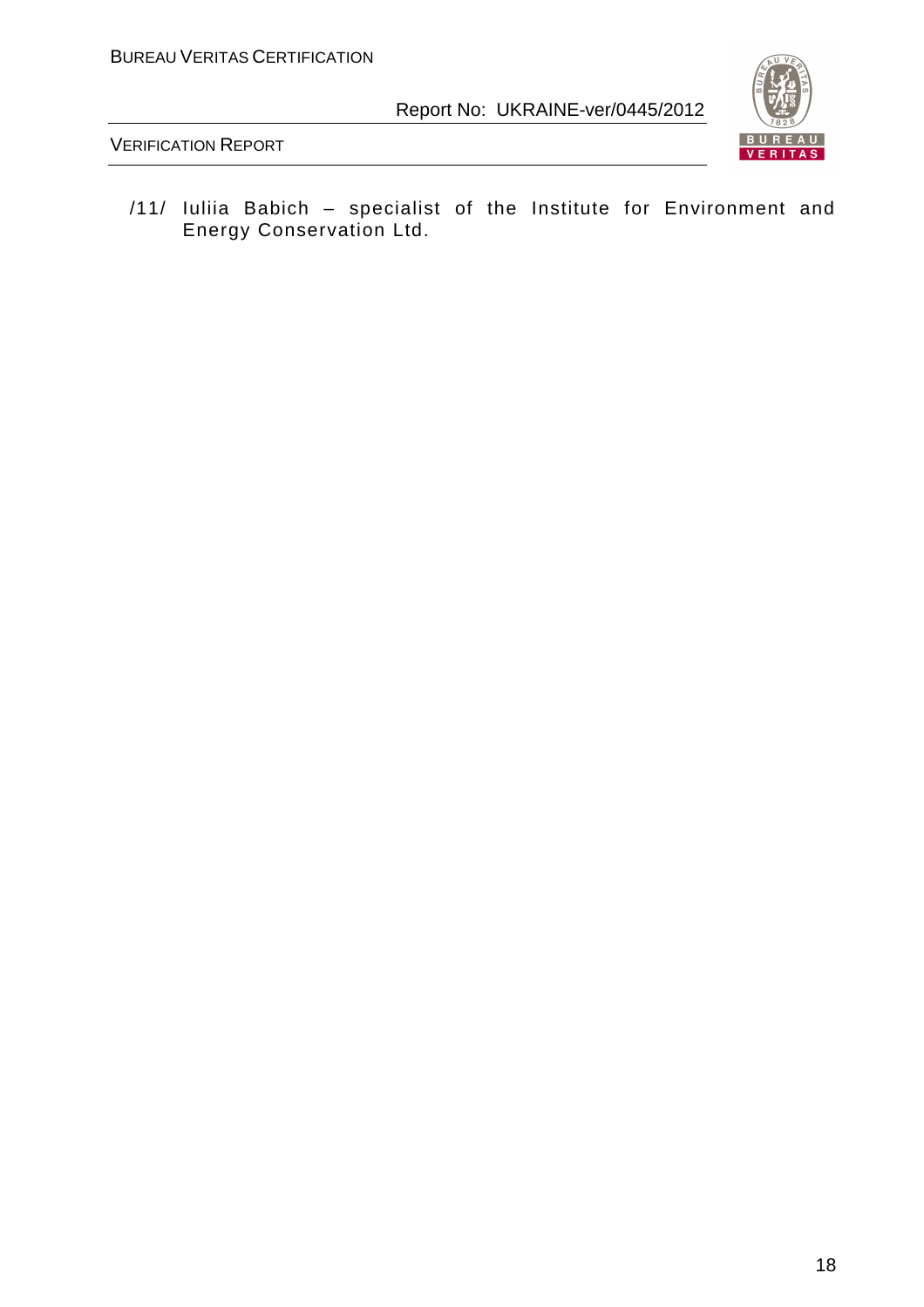/11/ Iuliia Babich – specialist of the Institute for Environment and Energy Conservation Ltd.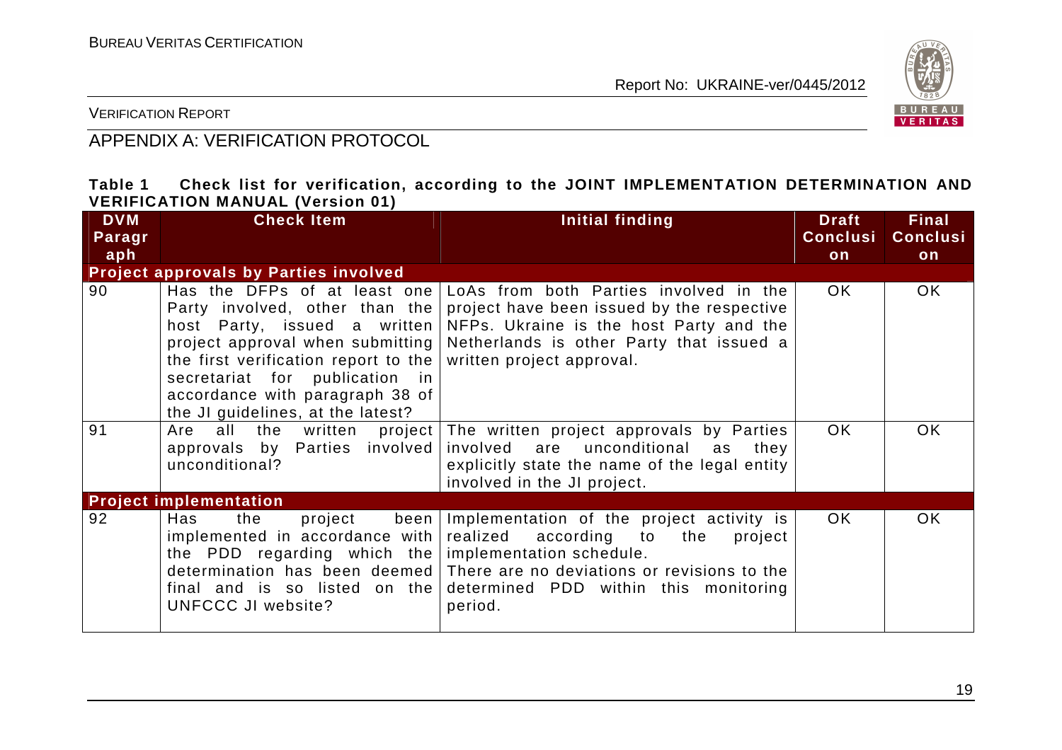VERIFICATION REPORT

## APPENDIX A: VERIFICATION PROTOCOL

**Table 1 Check list for verification, according to the JOINT IMPLEMENTATION DETERMINATION AND VERIFICATION MANUAL (Version 01)**

| DVM Paragraph | Check Item | Initial finding | Draft Conclusion | Final Conclusion |
|---|---|---|---|---|
| **Project approvals by Parties involved** | | | | |
| 90 | Has the DFPs of at least one Party involved, other than the host Party, issued a written project approval when submitting the first verification report to the secretariat for publication in accordance with paragraph 38 of the JI guidelines, at the latest? | LoAs from both Parties involved in the project have been issued by the respective NFPs. Ukraine is the host Party and the Netherlands is other Party that issued a written project approval. | OK | OK |
| 91 | Are all the written project approvals by Parties involved unconditional? | The written project approvals by Parties involved are unconditional as they explicitly state the name of the legal entity involved in the JI project. | OK | OK |
| **Project implementation** | | | | |
| 92 | Has the project been implemented in accordance with the PDD regarding which the determination has been deemed final and is so listed on the UNFCCC JI website? | Implementation of the project activity is realized according to the project implementation schedule. There are no deviations or revisions to the determined PDD within this monitoring period. | OK | OK |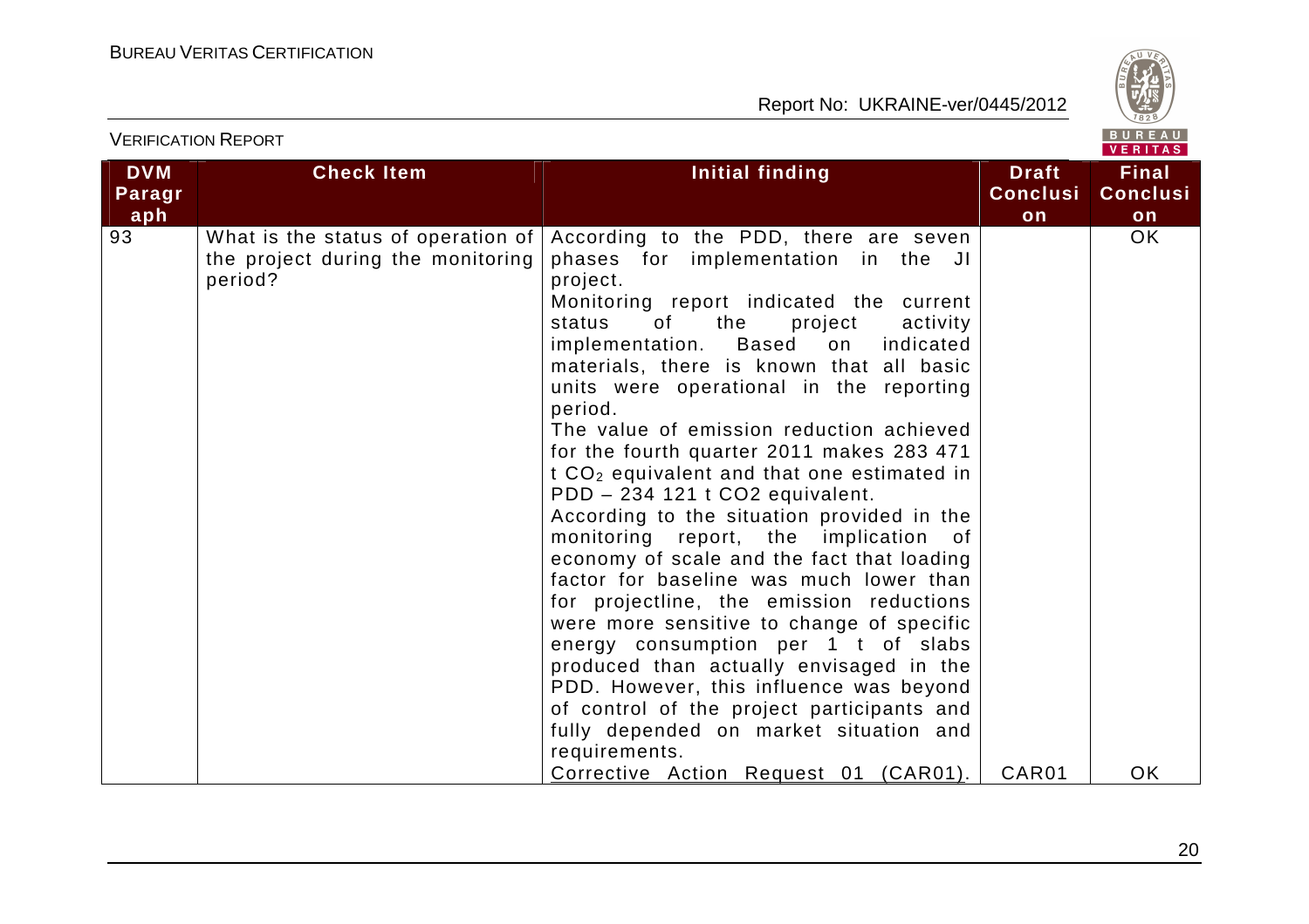| DVM Paragraph | Check Item | Initial finding | Draft Conclusion | Final Conclusion |
|---|---|---|---|---|
| 93 | What is the status of operation of the project during the monitoring period? | According to the PDD, there are seven phases for implementation in the JI project.<br>Monitoring report indicated the current status of the project activity implementation. Based on indicated materials, there is known that all basic units were operational in the reporting period.<br>The value of emission reduction achieved for the fourth quarter 2011 makes 283 471 t $CO_2$ equivalent and that one estimated in PDD – 234 121 t CO2 equivalent.<br>According to the situation provided in the monitoring report, the implication of economy of scale and the fact that loading factor for baseline was much lower than for projectline, the emission reductions were more sensitive to change of specific energy consumption per 1 t of slabs produced than actually envisaged in the PDD. However, this influence was beyond of control of the project participants and fully depended on market situation and requirements. | | OK |
| | | Corrective Action Request 01 (CAR01). | CAR01 | OK |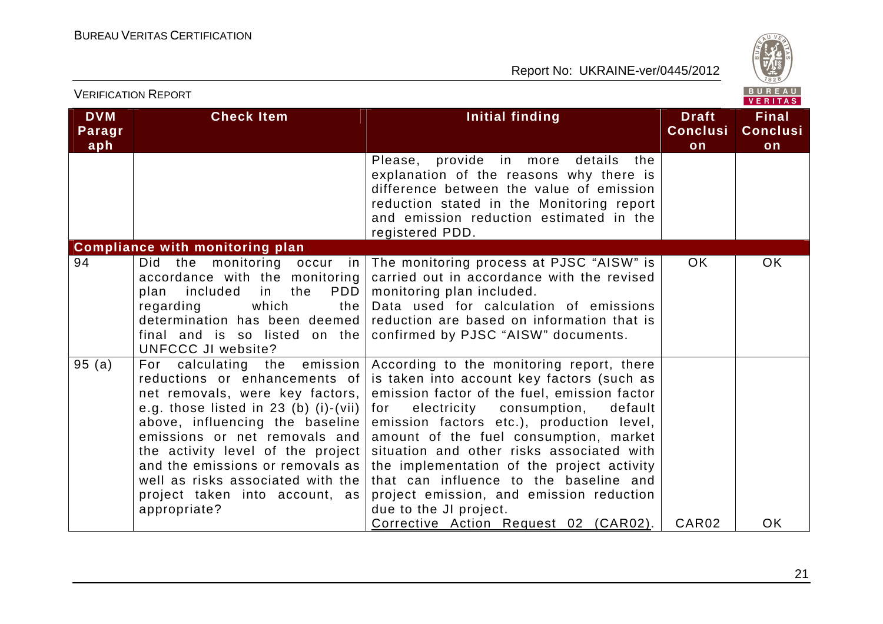| DVM Paragraph | Check Item | Initial finding | Draft Conclusion | Final Conclusion |
|---|---|---|---|---|
| | | Please, provide in more details the explanation of the reasons why there is difference between the value of emission reduction stated in the Monitoring report and emission reduction estimated in the registered PDD. | | |
| **Compliance with monitoring plan** | | | | |
| 94 | Did the monitoring occur in accordance with the monitoring plan included in the PDD regarding which the determination has been deemed final and is so listed on the UNFCCC JI website? | The monitoring process at PJSC "AISW" is carried out in accordance with the revised monitoring plan included. Data used for calculation of emissions reduction are based on information that is confirmed by PJSC "AISW" documents. | OK | OK |
| 95 (a) | For calculating the emission reductions or enhancements of net removals, were key factors, e.g. those listed in 23 (b) (i)-(vii) above, influencing the baseline emissions or net removals and the activity level of the project and the emissions or removals as well as risks associated with the project taken into account, as appropriate? | According to the monitoring report, there is taken into account key factors (such as emission factor of the fuel, emission factor for electricity consumption, default emission factors etc.), production level, amount of the fuel consumption, market situation and other risks associated with the implementation of the project activity that can influence to the baseline and project emission, and emission reduction due to the JI project. <br>Corrective Action Request 02 (CAR02). | CAR02 | OK |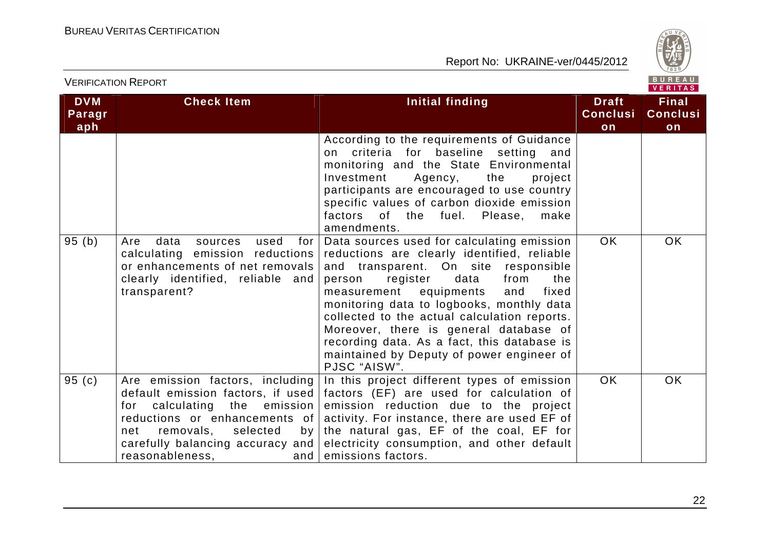| DVM Paragraph | Check Item | Initial finding | Draft Conclusion | Final Conclusion |
|---|---|---|---|---|
| | | According to the requirements of Guidance on criteria for baseline setting and monitoring and the State Environmental Investment Agency, the project participants are encouraged to use country specific values of carbon dioxide emission factors of the fuel. Please, make amendments. | | |
| 95 (b) | Are data sources used for calculating emission reductions or enhancements of net removals clearly identified, reliable and transparent? | Data sources used for calculating emission reductions are clearly identified, reliable and transparent. On site responsible person register data from the measurement equipments and fixed monitoring data to logbooks, monthly data collected to the actual calculation reports. Moreover, there is general database of recording data. As a fact, this database is maintained by Deputy of power engineer of PJSC "AISW". | OK | OK |
| 95 (c) | Are emission factors, including default emission factors, if used for calculating the emission reductions or enhancements of net removals, selected by carefully balancing accuracy and reasonableness, and | In this project different types of emission factors (EF) are used for calculation of emission reduction due to the project activity. For instance, there are used EF of the natural gas, EF of the coal, EF for electricity consumption, and other default emissions factors. | OK | OK |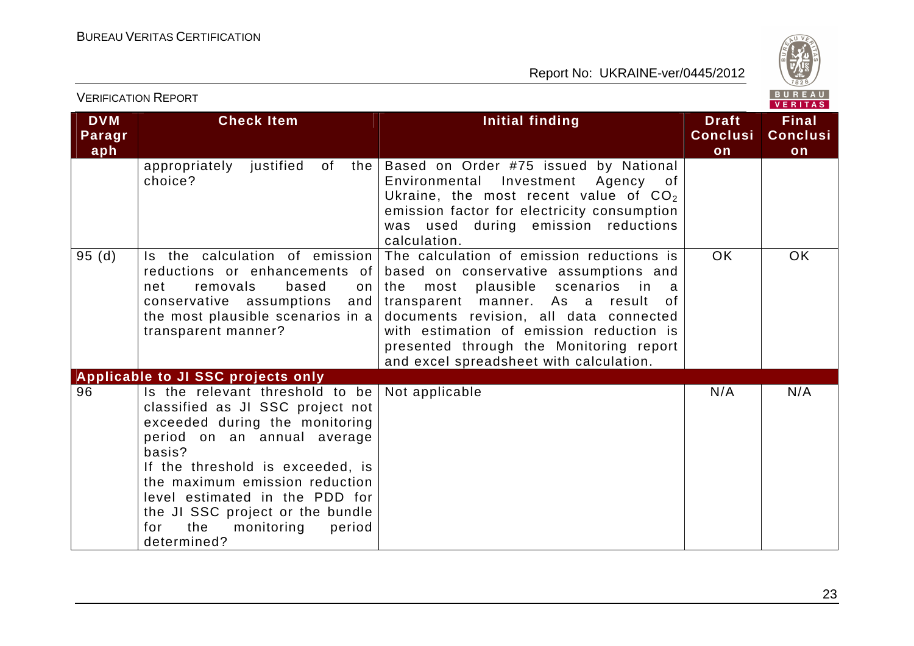| DVM Paragraph | Check Item | Initial finding | Draft Conclusion | Final Conclusion |
|---|---|---|---|---|
| | appropriately justified of the choice? | Based on Order #75 issued by National Environmental Investment Agency of Ukraine, the most recent value of $CO_2$ emission factor for electricity consumption was used during emission reductions calculation. | | |
| 95 (d) | Is the calculation of emission reductions or enhancements of net removals based on conservative assumptions and the most plausible scenarios in a transparent manner? | The calculation of emission reductions is based on conservative assumptions and the most plausible scenarios in a transparent manner. As a result of documents revision, all data connected with estimation of emission reduction is presented through the Monitoring report and excel spreadsheet with calculation. | OK | OK |
| **Applicable to JI SSC projects only** | | | | |
| 96 | Is the relevant threshold to be classified as JI SSC project not exceeded during the monitoring period on an annual average basis? If the threshold is exceeded, is the maximum emission reduction level estimated in the PDD for the JI SSC project or the bundle for the monitoring period determined? | Not applicable | N/A | N/A |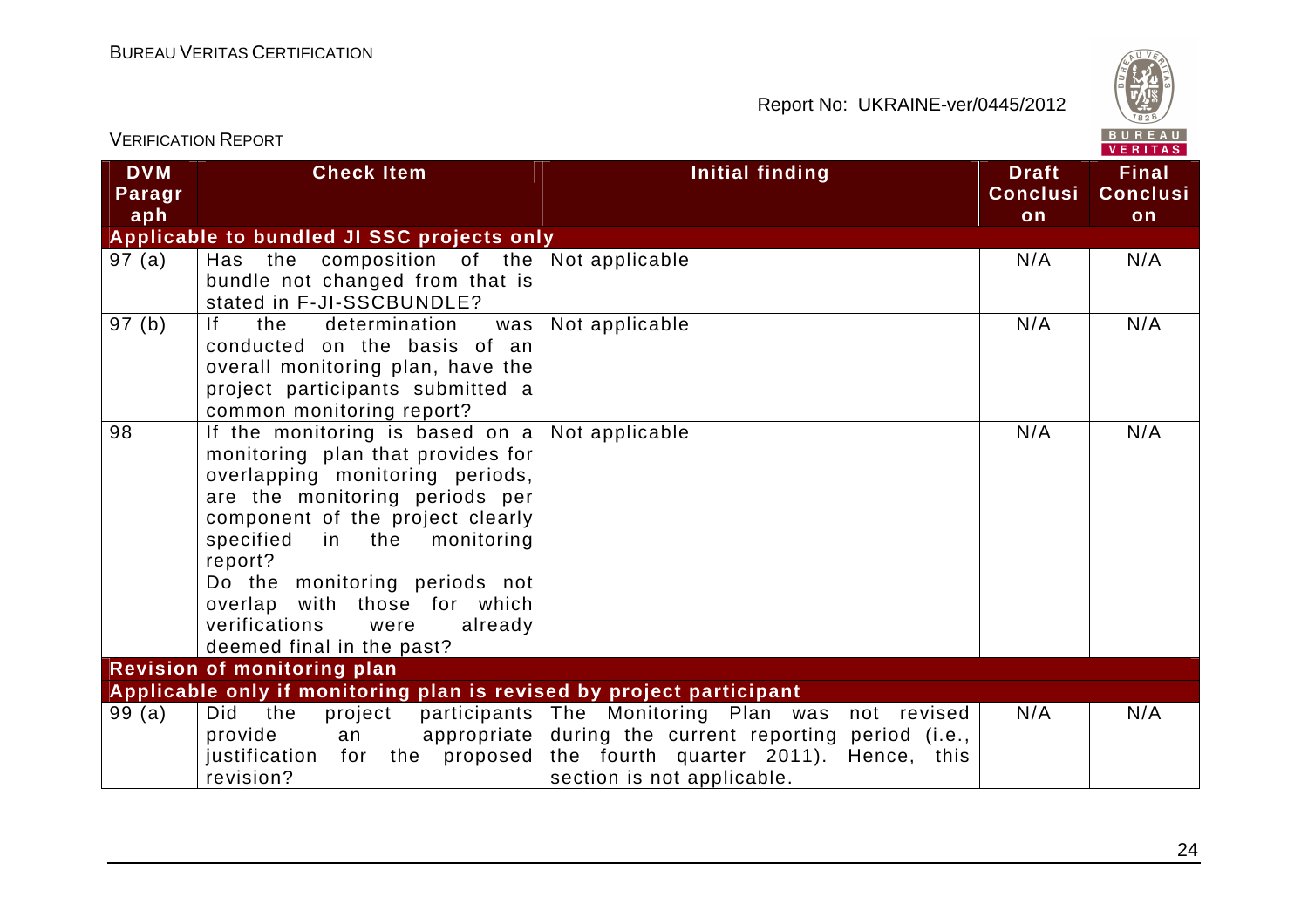| DVM Paragraph | Check Item | Initial finding | Draft Conclusion | Final Conclusion |
|---|---|---|---|---|
| **Applicable to bundled JI SSC projects only** | | | | |
| 97 (a) | Has the composition of the bundle not changed from that is stated in F-JI-SSCBUNDLE? | Not applicable | N/A | N/A |
| 97 (b) | If the determination was conducted on the basis of an overall monitoring plan, have the project participants submitted a common monitoring report? | Not applicable | N/A | N/A |
| 98 | If the monitoring is based on a monitoring plan that provides for overlapping monitoring periods, are the monitoring periods per component of the project clearly specified in the monitoring report? Do the monitoring periods not overlap with those for which verifications were already deemed final in the past? | Not applicable | N/A | N/A |
| **Revision of monitoring plan** | | | | |
| **Applicable only if monitoring plan is revised by project participant** | | | | |
| 99 (a) | Did the project participants provide an appropriate justification for the proposed revision? | The Monitoring Plan was not revised during the current reporting period (i.e., the fourth quarter 2011). Hence, this section is not applicable. | N/A | N/A |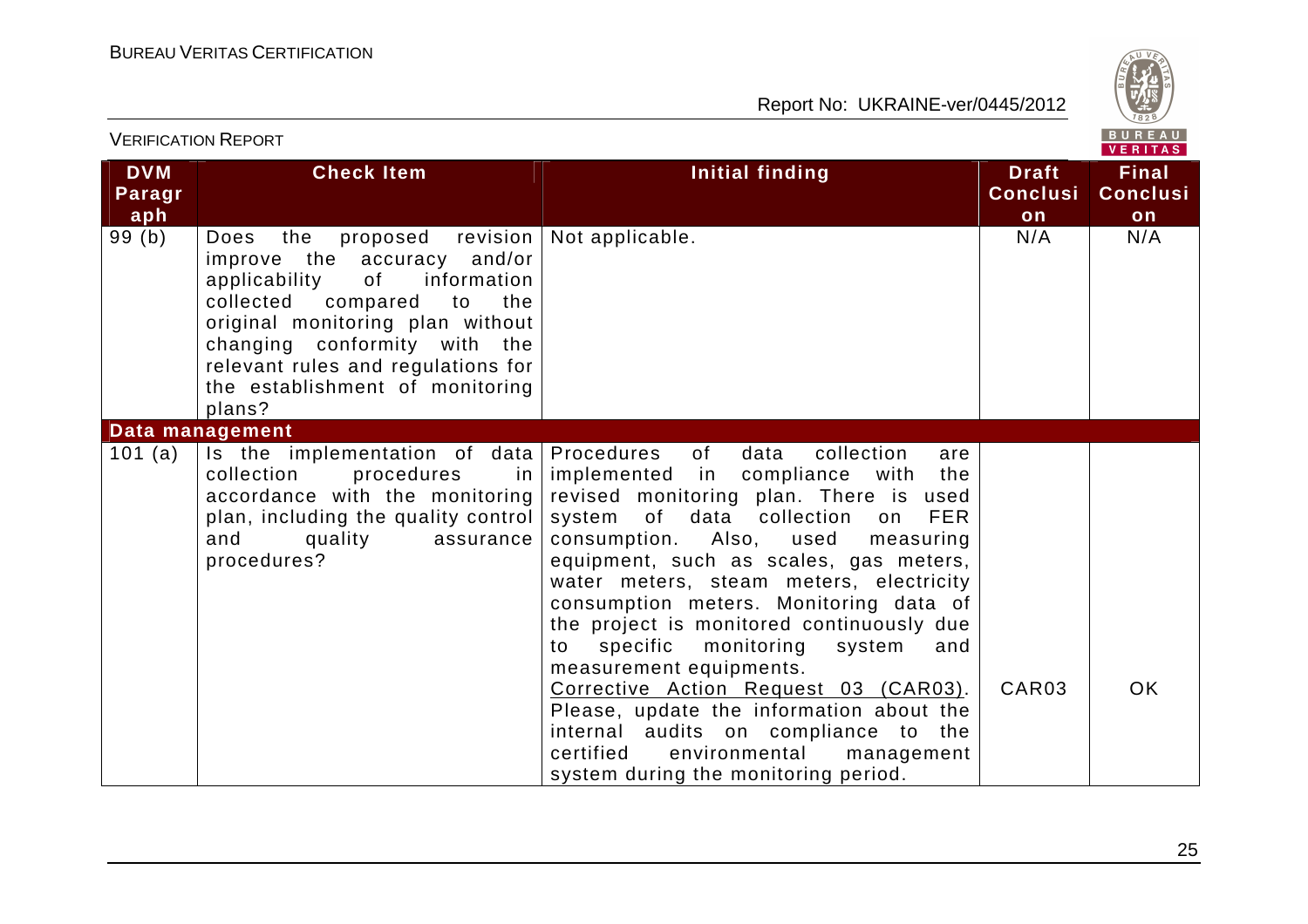| DVM Paragraph | Check Item | Initial finding | Draft Conclusion | Final Conclusion |
|---|---|---|---|---|
| 99 (b) | Does the proposed revision improve the accuracy and/or applicability of information collected compared to the original monitoring plan without changing conformity with the relevant rules and regulations for the establishment of monitoring plans? | Not applicable. | N/A | N/A |
| **Data management** | | | | |
| 101 (a) | Is the implementation of data collection procedures in accordance with the monitoring plan, including the quality control and quality assurance procedures? | Procedures of data collection are implemented in compliance with the revised monitoring plan. There is used system of data collection on FER consumption. Also, used measuring equipment, such as scales, gas meters, water meters, steam meters, electricity consumption meters. Monitoring data of the project is monitored continuously due to specific monitoring system and measurement equipments.<br>Corrective Action Request 03 (CAR03). Please, update the information about the internal audits on compliance to the certified environmental management system during the monitoring period. | CAR03 | OK |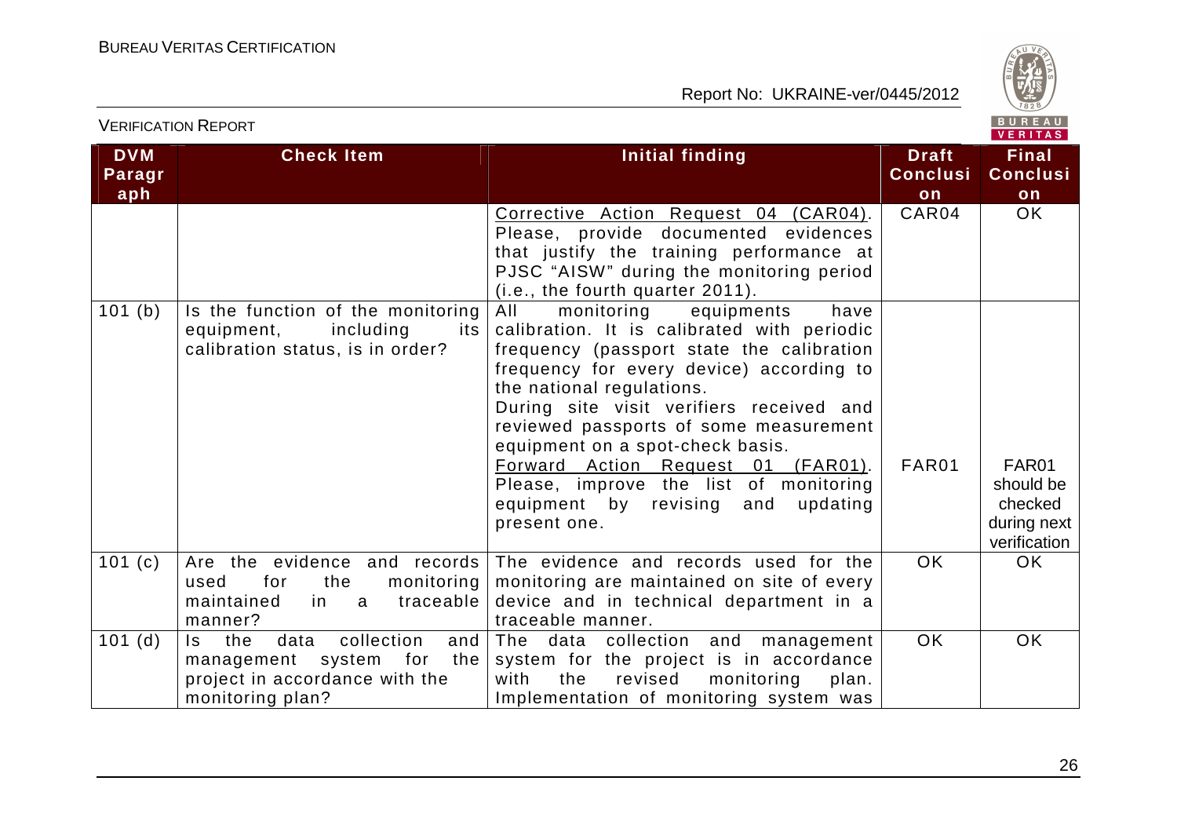| DVM Paragraph | Check Item | Initial finding | Draft Conclusion | Final Conclusion |
|---|---|---|---|---|
| | | Corrective Action Request 04 (CAR04). Please, provide documented evidences that justify the training performance at PJSC "AISW" during the monitoring period (i.e., the fourth quarter 2011). | CAR04 | OK |
| 101 (b) | Is the function of the monitoring equipment, including its calibration status, is in order? | All monitoring equipments have calibration. It is calibrated with periodic frequency (passport state the calibration frequency for every device) according to the national regulations.<br>During site visit verifiers received and reviewed passports of some measurement equipment on a spot-check basis.<br>Forward Action Request 01 (FAR01). Please, improve the list of monitoring equipment by revising and updating present one. | FAR01 | FAR01 should be checked during next verification |
| 101 (c) | Are the evidence and records used for the monitoring maintained in a traceable manner? | The evidence and records used for the monitoring are maintained on site of every device and in technical department in a traceable manner. | OK | OK |
| 101 (d) | Is the data collection and management system for the project in accordance with the monitoring plan? | The data collection and management system for the project is in accordance with the revised monitoring plan. Implementation of monitoring system was | OK | OK |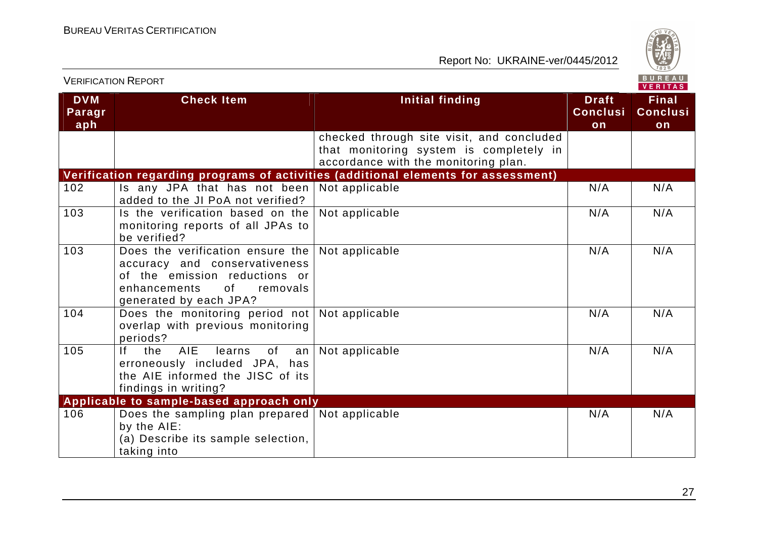| DVM Paragraph | Check Item | Initial finding | Draft Conclusion | Final Conclusion |
|---|---|---|---|---|
| | | checked through site visit, and concluded that monitoring system is completely in accordance with the monitoring plan. | | |
| **Verification regarding programs of activities (additional elements for assessment)** | | | | |
| 102 | Is any JPA that has not been added to the JI PoA not verified? | Not applicable | N/A | N/A |
| 103 | Is the verification based on the monitoring reports of all JPAs to be verified? | Not applicable | N/A | N/A |
| 103 | Does the verification ensure the accuracy and conservativeness of the emission reductions or enhancements of removals generated by each JPA? | Not applicable | N/A | N/A |
| 104 | Does the monitoring period not overlap with previous monitoring periods? | Not applicable | N/A | N/A |
| 105 | If the AIE learns of an erroneously included JPA, has the AIE informed the JISC of its findings in writing? | Not applicable | N/A | N/A |
| **Applicable to sample-based approach only** | | | | |
| 106 | Does the sampling plan prepared by the AIE:<br>(a) Describe its sample selection, taking into | Not applicable | N/A | N/A |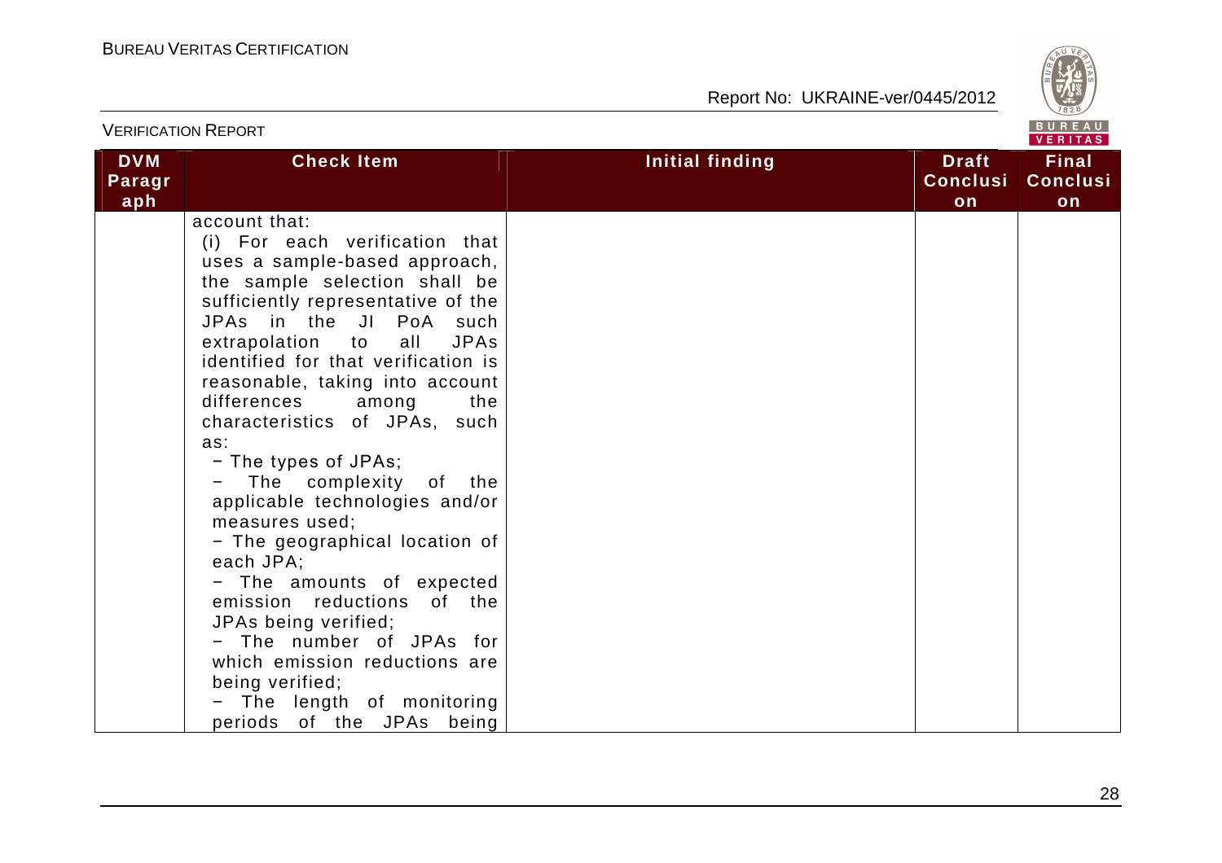| DVM Paragraph | Check Item | Initial finding | Draft Conclusion | Final Conclusion |
|---|---|---|---|---|
| | account that:<br>(i) For each verification that uses a sample-based approach, the sample selection shall be sufficiently representative of the JPAs in the JI PoA such extrapolation to all JPAs identified for that verification is reasonable, taking into account differences among the characteristics of JPAs, such as:<br>− The types of JPAs;<br>− The complexity of the applicable technologies and/or measures used;<br>− The geographical location of each JPA;<br>− The amounts of expected emission reductions of the JPAs being verified;<br>− The number of JPAs for which emission reductions are being verified;<br>− The length of monitoring periods of the JPAs being | | | |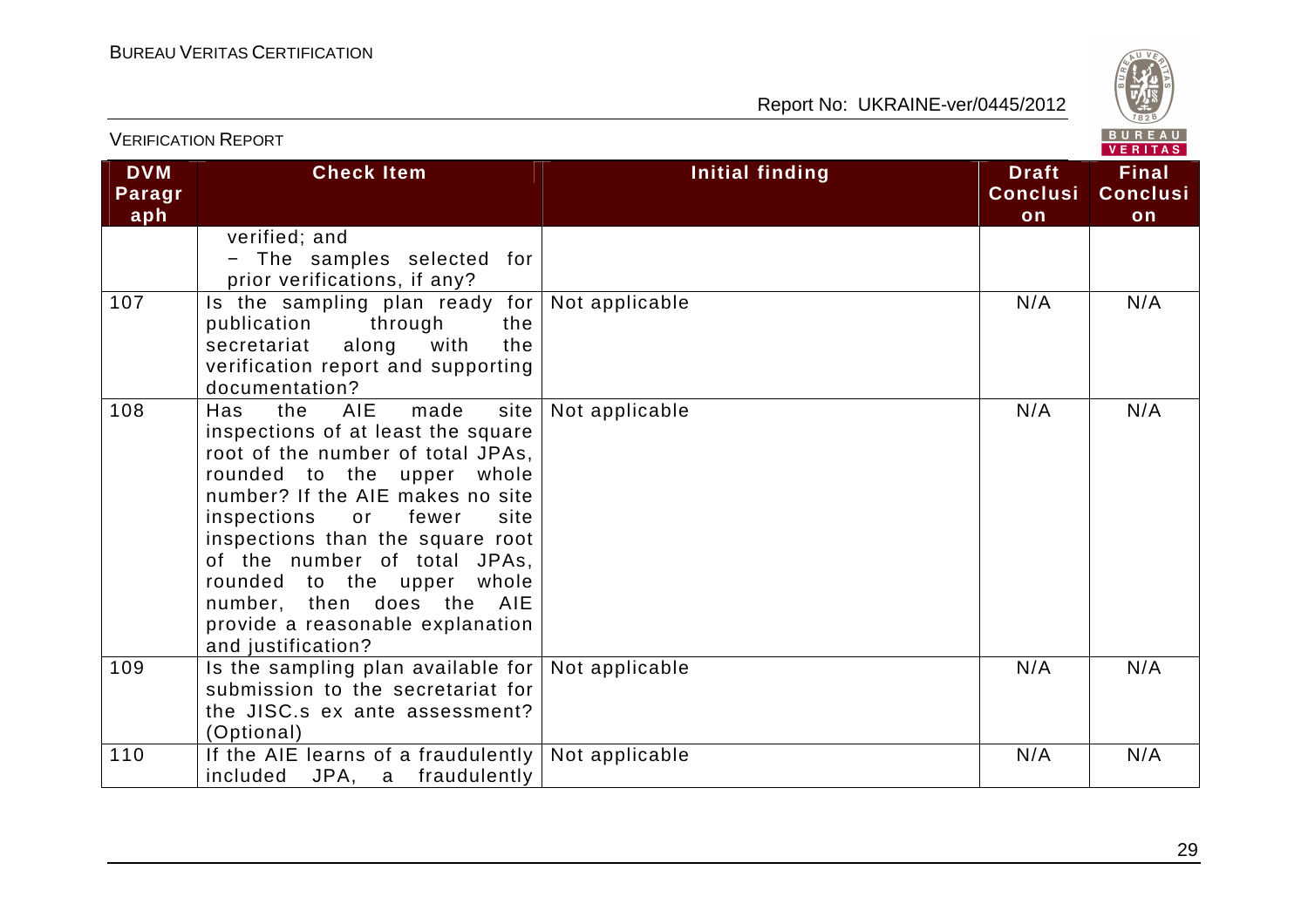| DVM Paragraph | Check Item | Initial finding | Draft Conclusion | Final Conclusion |
|---|---|---|---|---|
| | verified; and<br>− The samples selected for prior verifications, if any? | | | |
| 107 | Is the sampling plan ready for publication through the secretariat along with the verification report and supporting documentation? | Not applicable | N/A | N/A |
| 108 | Has the AIE made site inspections of at least the square root of the number of total JPAs, rounded to the upper whole number? If the AIE makes no site inspections or fewer site inspections than the square root of the number of total JPAs, rounded to the upper whole number, then does the AIE provide a reasonable explanation and justification? | Not applicable | N/A | N/A |
| 109 | Is the sampling plan available for submission to the secretariat for the JISC.s ex ante assessment? (Optional) | Not applicable | N/A | N/A |
| 110 | If the AIE learns of a fraudulently included JPA, a fraudulently | Not applicable | N/A | N/A |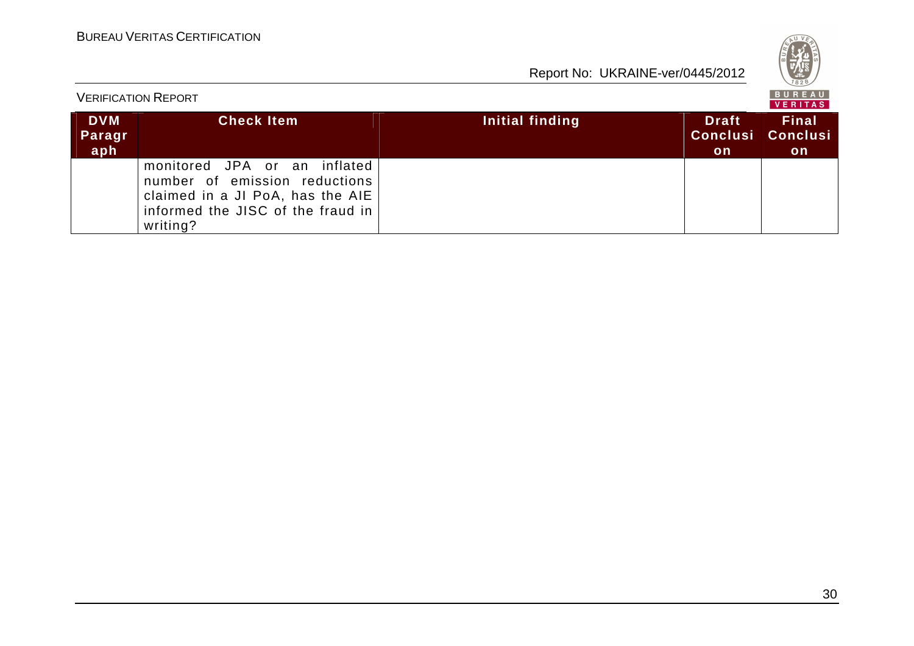| DVM Paragraph | Check Item | Initial finding | Draft Conclusion | Final Conclusion |
|---|---|---|---|---|
| | monitored JPA or an inflated number of emission reductions claimed in a JI PoA, has the AIE informed the JISC of the fraud in writing? | | | |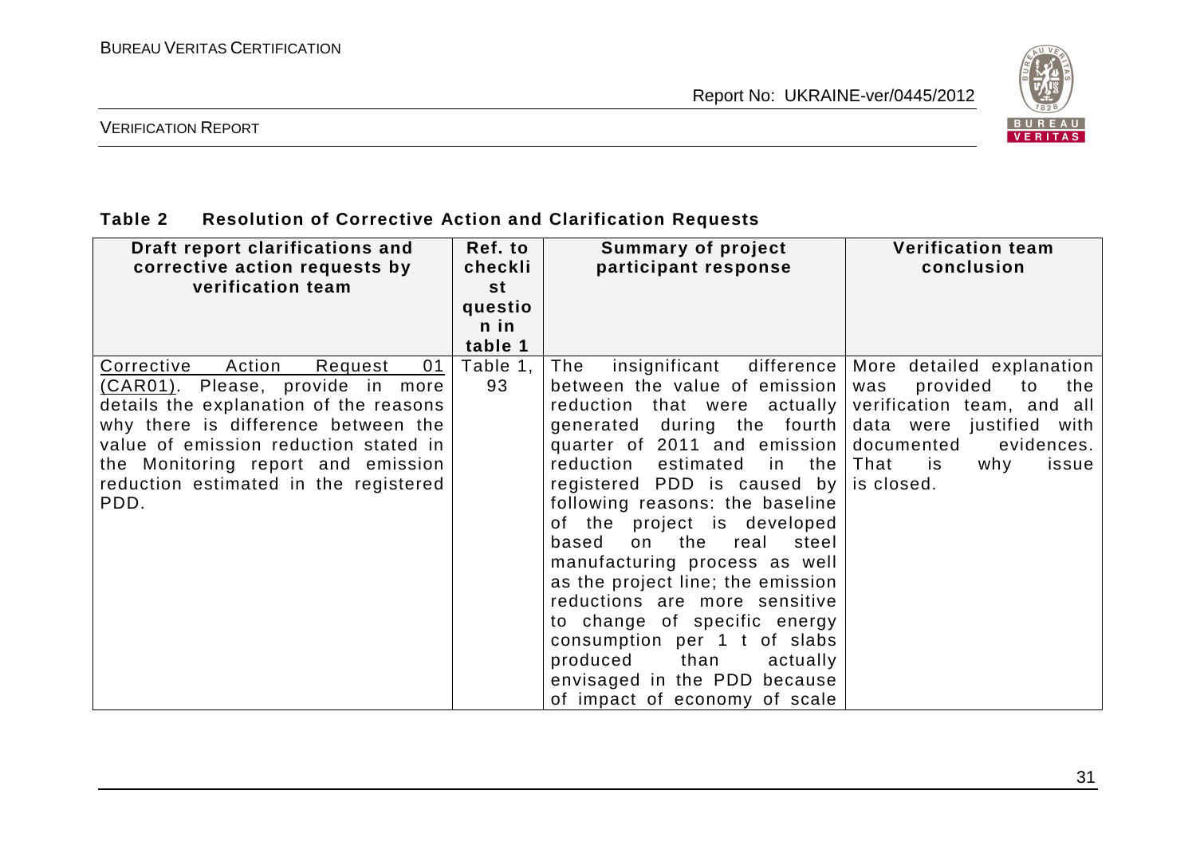**Table 2 Resolution of Corrective Action and Clarification Requests**

| Draft report clarifications and corrective action requests by verification team | Ref. to checklist question in table 1 | Summary of project participant response | Verification team conclusion |
|---|---|---|---|
| Corrective Action Request 01 (CAR01). Please, provide in more details the explanation of the reasons why there is difference between the value of emission reduction stated in the Monitoring report and emission reduction estimated in the registered PDD. | Table 1, 93 | The insignificant difference between the value of emission reduction that were actually generated during the fourth quarter of 2011 and emission reduction estimated in the registered PDD is caused by following reasons: the baseline of the project is developed based on the real steel manufacturing process as well as the project line; the emission reductions are more sensitive to change of specific energy consumption per 1 t of slabs produced than actually envisaged in the PDD because of impact of economy of scale | More detailed explanation was provided to the verification team, and all data were justified with documented evidences. That is why issue is closed. |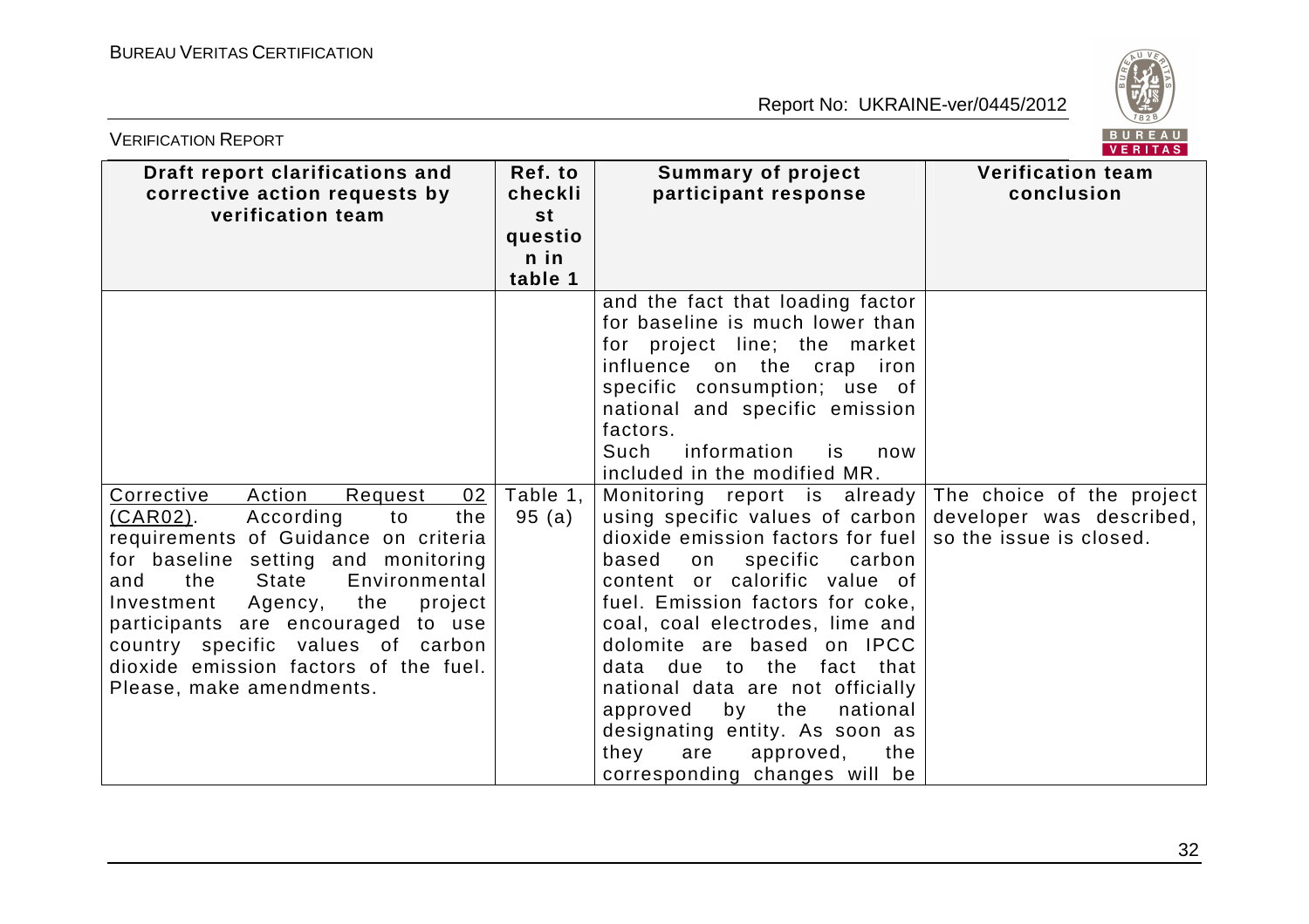| Draft report clarifications and corrective action requests by verification team | Ref. to checklist question in table 1 | Summary of project participant response | Verification team conclusion |
|---|---|---|---|
| | | and the fact that loading factor for baseline is much lower than for project line; the market influence on the crap iron specific consumption; use of national and specific emission factors. Such information is now included in the modified MR. | |
| Corrective Action Request 02 (CAR02). According to the requirements of Guidance on criteria for baseline setting and monitoring and the State Environmental Investment Agency, the project participants are encouraged to use country specific values of carbon dioxide emission factors of the fuel. Please, make amendments. | Table 1, 95 (a) | Monitoring report is already using specific values of carbon dioxide emission factors for fuel based on specific carbon content or calorific value of fuel. Emission factors for coke, coal, coal electrodes, lime and dolomite are based on IPCC data due to the fact that national data are not officially approved by the national designating entity. As soon as they are approved, the corresponding changes will be | The choice of the project developer was described, so the issue is closed. |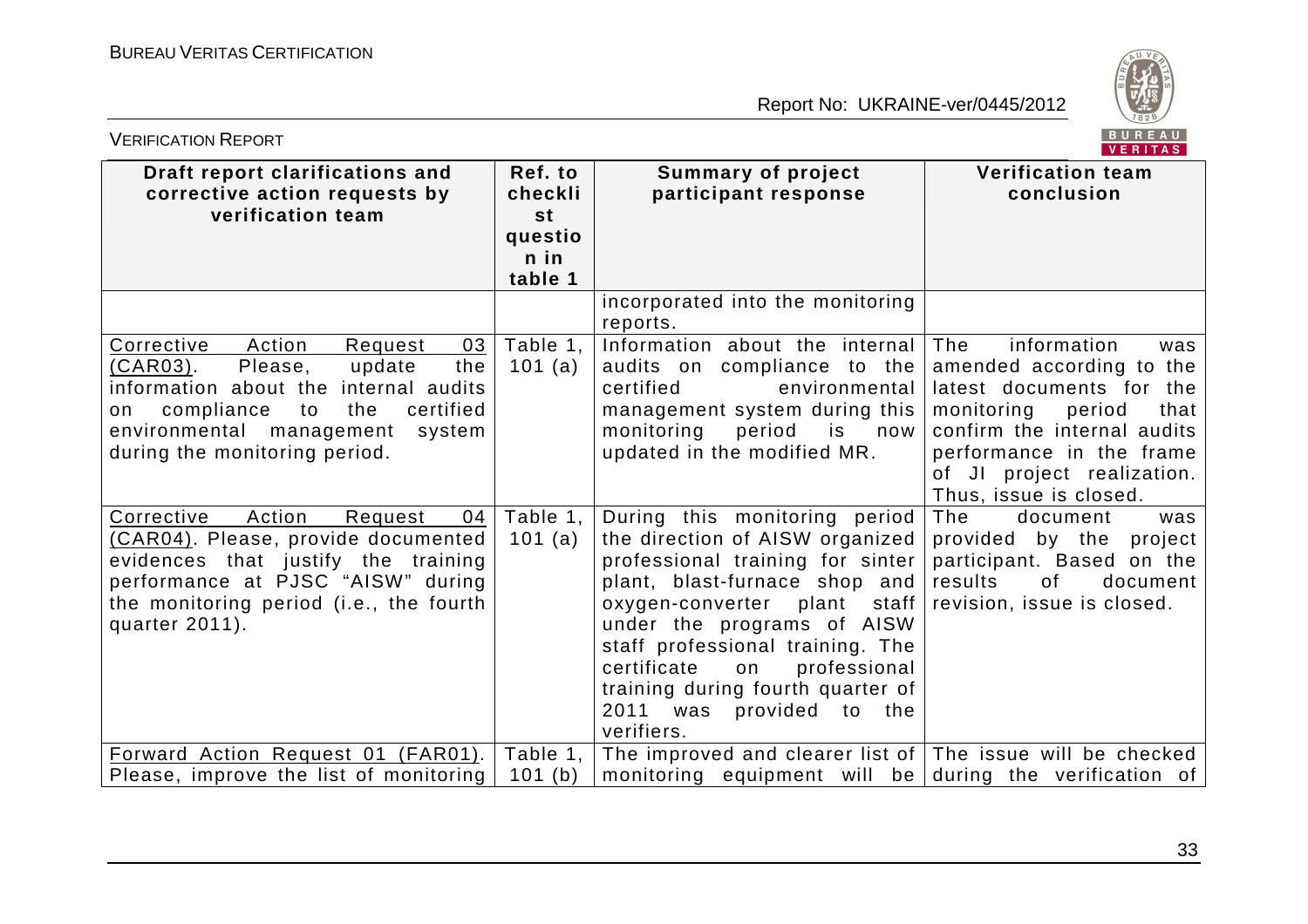| Draft report clarifications and corrective action requests by verification team | Ref. to checklist question in table 1 | Summary of project participant response | Verification team conclusion |
|---|---|---|---|
| | | incorporated into the monitoring reports. | |
| Corrective Action Request 03 (CAR03). Please, update the information about the internal audits on compliance to the certified environmental management system during the monitoring period. | Table 1, 101 (a) | Information about the internal audits on compliance to the certified environmental management system during this monitoring period is now updated in the modified MR. | The information was amended according to the latest documents for the monitoring period that confirm the internal audits performance in the frame of JI project realization. Thus, issue is closed. |
| Corrective Action Request 04 (CAR04). Please, provide documented evidences that justify the training performance at PJSC "AISW" during the monitoring period (i.e., the fourth quarter 2011). | Table 1, 101 (a) | During this monitoring period the direction of AISW organized professional training for sinter plant, blast-furnace shop and oxygen-converter plant staff under the programs of AISW staff professional training. The certificate on professional training during fourth quarter of 2011 was provided to the verifiers. | The document was provided by the project participant. Based on the results of document revision, issue is closed. |
| Forward Action Request 01 (FAR01). Please, improve the list of monitoring | Table 1, 101 (b) | The improved and clearer list of monitoring equipment will be | The issue will be checked during the verification of |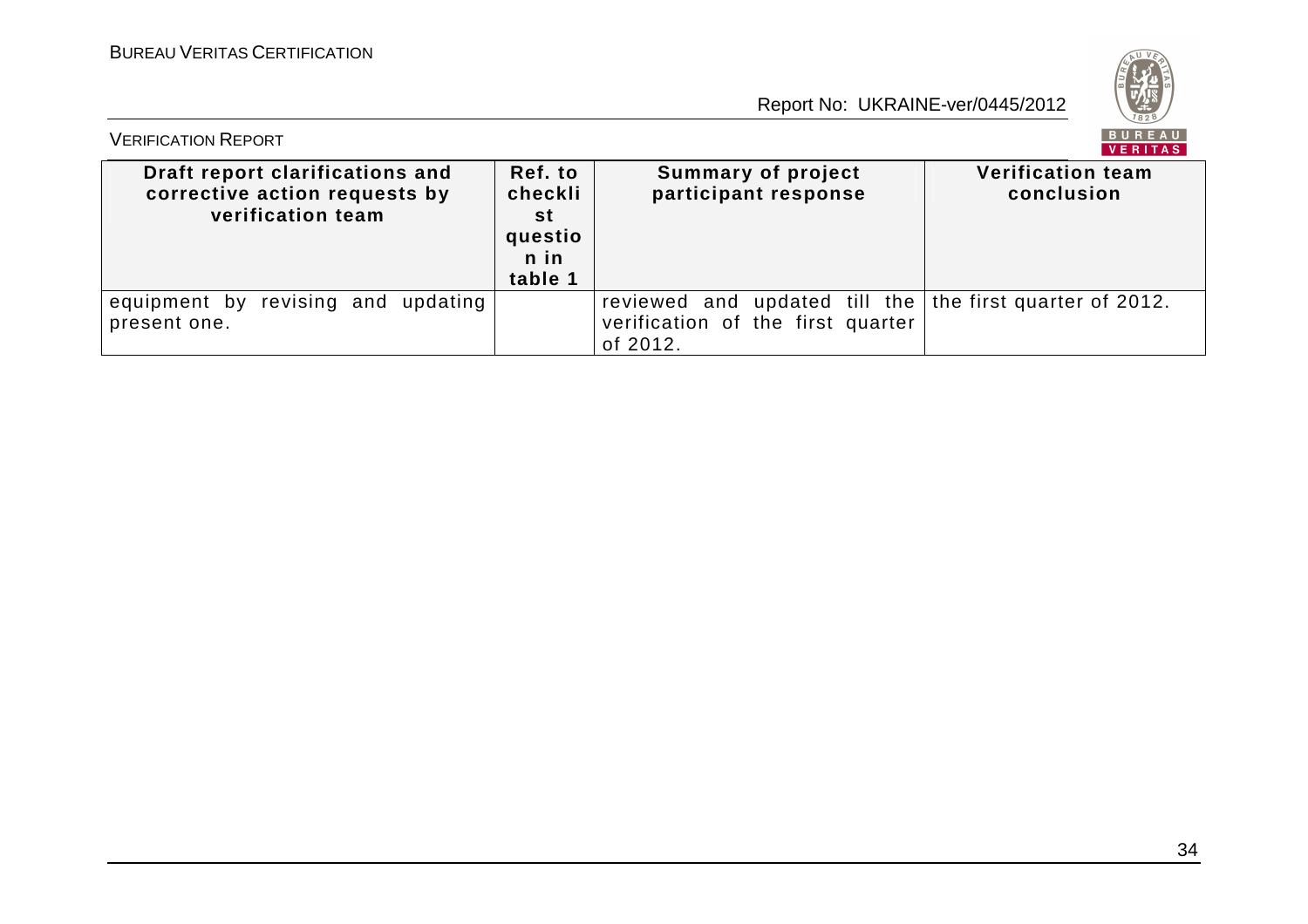| Draft report clarifications and corrective action requests by verification team | Ref. to checklist question in table 1 | Summary of project participant response | Verification team conclusion |
|---|---|---|---|
| equipment by revising and updating present one. | | reviewed and updated till the verification of the first quarter of 2012. | the first quarter of 2012. |